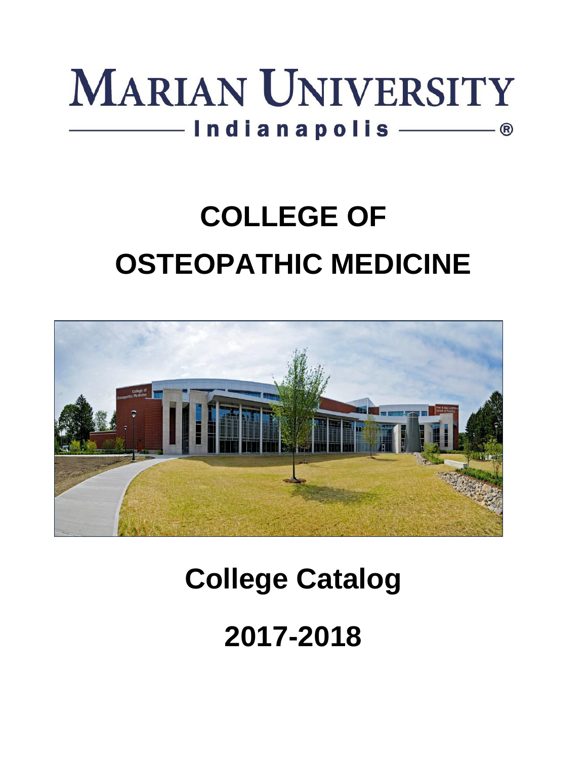# MARIAN UNIVERSITY

Indianapolis ®

# COLLEGE OF OSTEOPATHIC MEDICINE

# College Catalog

# 2017-2018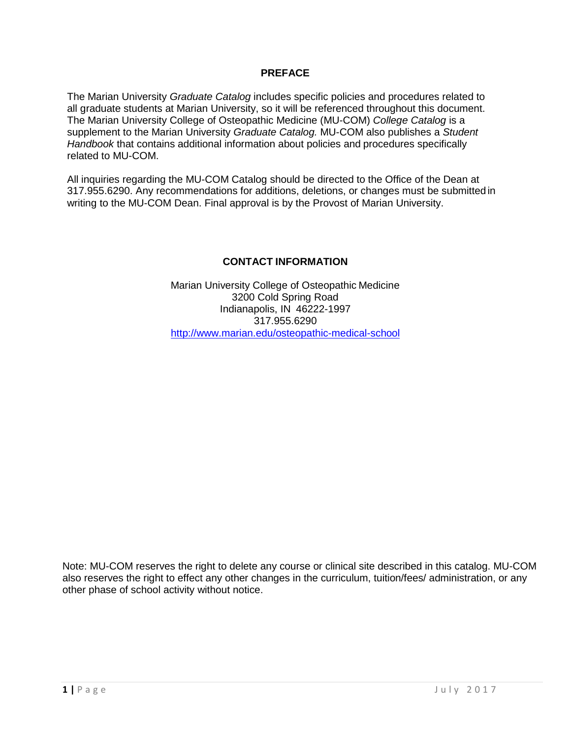## PREFACE

The Marian University *Graduate Catalog* includes specific policies and procedures related to all graduate students at Marian University, so it will be referenced throughout this document. The Marian University College of Osteopathic Medicine (MU-COM) *College Catalog* is a supplement to the Marian University *Graduate Catalog.* MU-COM also publishes a *Student Handbook* that contains additional information about policies and procedures specifically related to MU-COM.

All inquiries regarding the MU-COM Catalog should be directed to the Office of the Dean at 317.955.6290. Any recommendations for additions, deletions, or changes must be submitted in writing to the MU-COM Dean. Final approval is by the Provost of Marian University.

## CONTACT INFORMATION

Marian University College of Osteopathic Medicine
3200 Cold Spring Road
Indianapolis, IN 46222-1997
317.955.6290
http://www.marian.edu/osteopathic-medical-school

Note: MU-COM reserves the right to delete any course or clinical site described in this catalog. MU-COM also reserves the right to effect any other changes in the curriculum, tuition/fees/ administration, or any other phase of school activity without notice.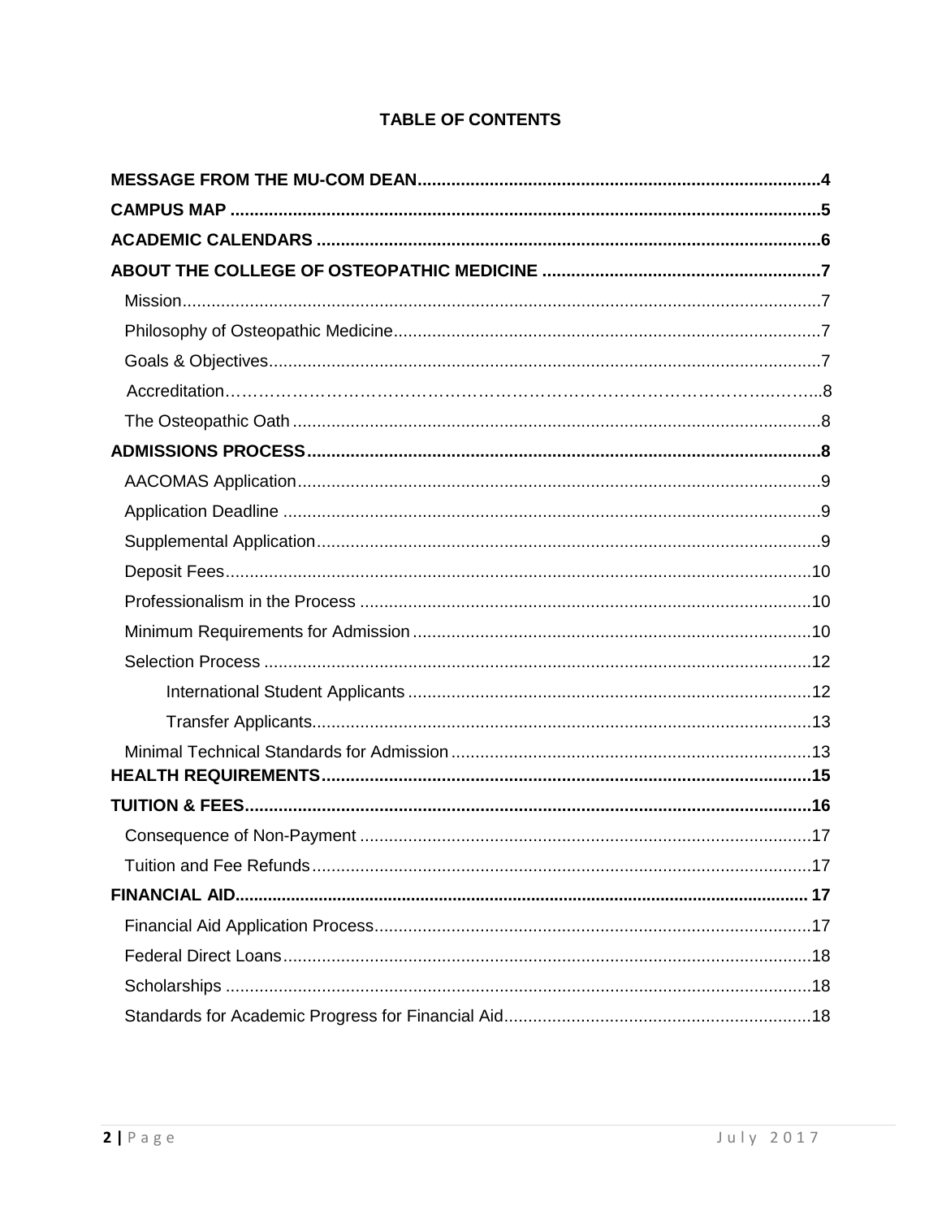## TABLE OF CONTENTS

**MESSAGE FROM THE MU-COM DEAN....................................................................................4**

**CAMPUS MAP .........................................................................................................................5**

**ACADEMIC CALENDARS ......................................................................................................6**

**ABOUT THE COLLEGE OF OSTEOPATHIC MEDICINE .........................................................7**

- Mission....................................................................................................................7
- Philosophy of Osteopathic Medicine........................................................................7
- Goals & Objectives..................................................................................................7
- Accreditation……………………………………………………………………………………..8
- The Osteopathic Oath .............................................................................................8

**ADMISSIONS PROCESS.........................................................................................................8**

- AACOMAS Application............................................................................................9
- Application Deadline ...............................................................................................9
- Supplemental Application........................................................................................9
- Deposit Fees..........................................................................................................10
- Professionalism in the Process ..............................................................................10
- Minimum Requirements for Admission ..................................................................10
- Selection Process ..................................................................................................12
  - International Student Applicants ....................................................................12
  - Transfer Applicants.........................................................................................13
- Minimal Technical Standards for Admission ..........................................................13

**HEALTH REQUIREMENTS.....................................................................................................15**

**TUITION & FEES.....................................................................................................................16**

- Consequence of Non-Payment ..............................................................................17
- Tuition and Fee Refunds.........................................................................................17

**FINANCIAL AID........................................................................................................................ 17**

- Financial Aid Application Process...........................................................................17
- Federal Direct Loans...............................................................................................18
- Scholarships ...........................................................................................................18
- Standards for Academic Progress for Financial Aid................................................18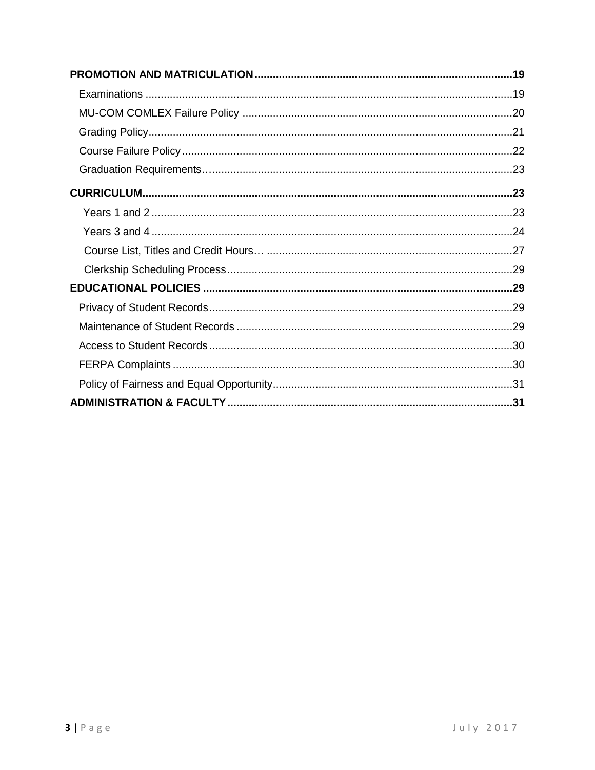**PROMOTION AND MATRICULATION** .......... **19**

- Examinations .......... 19
- MU-COM COMLEX Failure Policy .......... 20
- Grading Policy .......... 21
- Course Failure Policy .......... 22
- Graduation Requirements .......... 23

**CURRICULUM** .......... **23**

- Years 1 and 2 .......... 23
- Years 3 and 4 .......... 24
- Course List, Titles and Credit Hours… .......... 27
- Clerkship Scheduling Process .......... 29

**EDUCATIONAL POLICIES** .......... **29**

- Privacy of Student Records .......... 29
- Maintenance of Student Records .......... 29
- Access to Student Records .......... 30
- FERPA Complaints .......... 30
- Policy of Fairness and Equal Opportunity .......... 31

**ADMINISTRATION & FACULTY** .......... **31**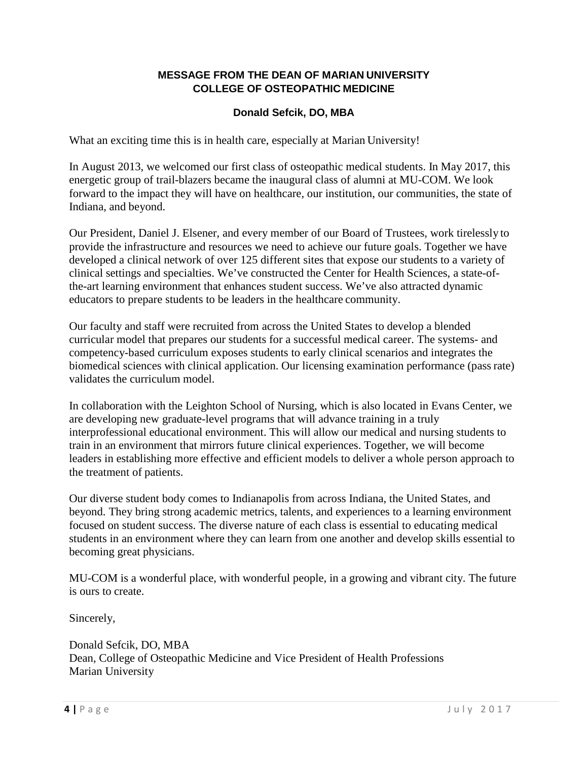## MESSAGE FROM THE DEAN OF MARIAN UNIVERSITY COLLEGE OF OSTEOPATHIC MEDICINE

### Donald Sefcik, DO, MBA

What an exciting time this is in health care, especially at Marian University!

In August 2013, we welcomed our first class of osteopathic medical students. In May 2017, this energetic group of trail-blazers became the inaugural class of alumni at MU-COM. We look forward to the impact they will have on healthcare, our institution, our communities, the state of Indiana, and beyond.

Our President, Daniel J. Elsener, and every member of our Board of Trustees, work tirelessly to provide the infrastructure and resources we need to achieve our future goals. Together we have developed a clinical network of over 125 different sites that expose our students to a variety of clinical settings and specialties. We've constructed the Center for Health Sciences, a state-of-the-art learning environment that enhances student success. We've also attracted dynamic educators to prepare students to be leaders in the healthcare community.

Our faculty and staff were recruited from across the United States to develop a blended curricular model that prepares our students for a successful medical career. The systems- and competency-based curriculum exposes students to early clinical scenarios and integrates the biomedical sciences with clinical application. Our licensing examination performance (pass rate) validates the curriculum model.

In collaboration with the Leighton School of Nursing, which is also located in Evans Center, we are developing new graduate-level programs that will advance training in a truly interprofessional educational environment. This will allow our medical and nursing students to train in an environment that mirrors future clinical experiences. Together, we will become leaders in establishing more effective and efficient models to deliver a whole person approach to the treatment of patients.

Our diverse student body comes to Indianapolis from across Indiana, the United States, and beyond. They bring strong academic metrics, talents, and experiences to a learning environment focused on student success. The diverse nature of each class is essential to educating medical students in an environment where they can learn from one another and develop skills essential to becoming great physicians.

MU-COM is a wonderful place, with wonderful people, in a growing and vibrant city. The future is ours to create.

Sincerely,

Donald Sefcik, DO, MBA
Dean, College of Osteopathic Medicine and Vice President of Health Professions
Marian University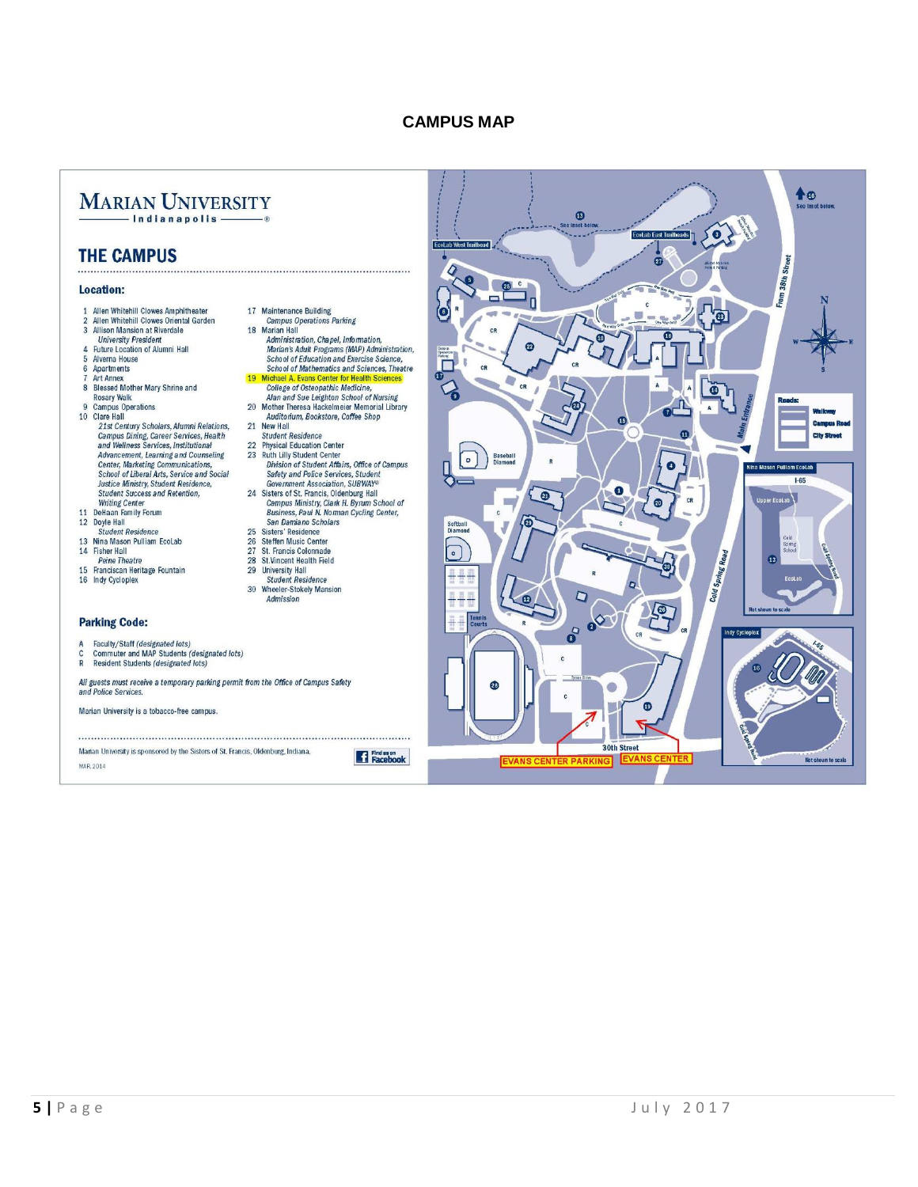# CAMPUS MAP

## MARIAN UNIVERSITY
Indianapolis

## THE CAMPUS

### Location:

1. Allen Whitehill Clowes Amphitheater
2. Allen Whitehill Clowes Oriental Garden
3. Allison Mansion at Riverdale
   *University President*
4. Future Location of Alumni Hall
5. Alverna House
6. Apartments
7. Art Annex
8. Blessed Mother Mary Shrine and Rosary Walk
9. Campus Operations
10. Clare Hall
    *21st Century Scholars, Alumni Relations, Campus Dining, Career Services, Health and Wellness Services, Institutional Advancement, Learning and Counseling Center, Marketing Communications, School of Liberal Arts, Service and Social Justice Ministry, Student Residence, Student Success and Retention, Writing Center*
11. DeHaan Family Forum
12. Doyle Hall
    *Student Residence*
13. Nina Mason Pulliam EcoLab
14. Fisher Hall
    *Peine Theatre*
15. Franciscan Heritage Fountain
16. Indy Cycloplex
17. Maintenance Building
    *Campus Operations Parking*
18. Marian Hall
    *Administration, Chapel, Information, Marian's Adult Programs (MAP) Administration, School of Education and Exercise Science, School of Mathematics and Sciences, Theatre*
19. Michael A. Evans Center for Health Sciences
    *College of Osteopathic Medicine, Alan and Sue Leighton School of Nursing*
20. Mother Theresa Hackelmeier Memorial Library
    *Auditorium, Bookstore, Coffee Shop*
21. New Hall
    *Student Residence*
22. Physical Education Center
23. Ruth Lilly Student Center
    *Division of Student Affairs, Office of Campus Safety and Police Services, Student Government Association, SUBWAY®*
24. Sisters of St. Francis, Oldenburg Hall
    *Campus Ministry, Clark H. Byrum School of Business, Paul N. Norman Cycling Center, San Damiano Scholars*
25. Sisters' Residence
26. Steffen Music Center
27. St. Francis Colonnade
28. St.Vincent Health Field
29. University Hall
    *Student Residence*
30. Wheeler-Stokely Mansion
    *Admission*

### Parking Code:

- A Faculty/Staff *(designated lots)*
- C Commuter and MAP Students *(designated lots)*
- R Resident Students *(designated lots)*

*All guests must receive a temporary parking permit from the Office of Campus Safety and Police Services.*

Marian University is a tobacco-free campus.

Marian University is sponsored by the Sisters of St. Francis, Oldenburg, Indiana.

Find us on Facebook

MAR 2014

EVANS CENTER PARKING

EVANS CENTER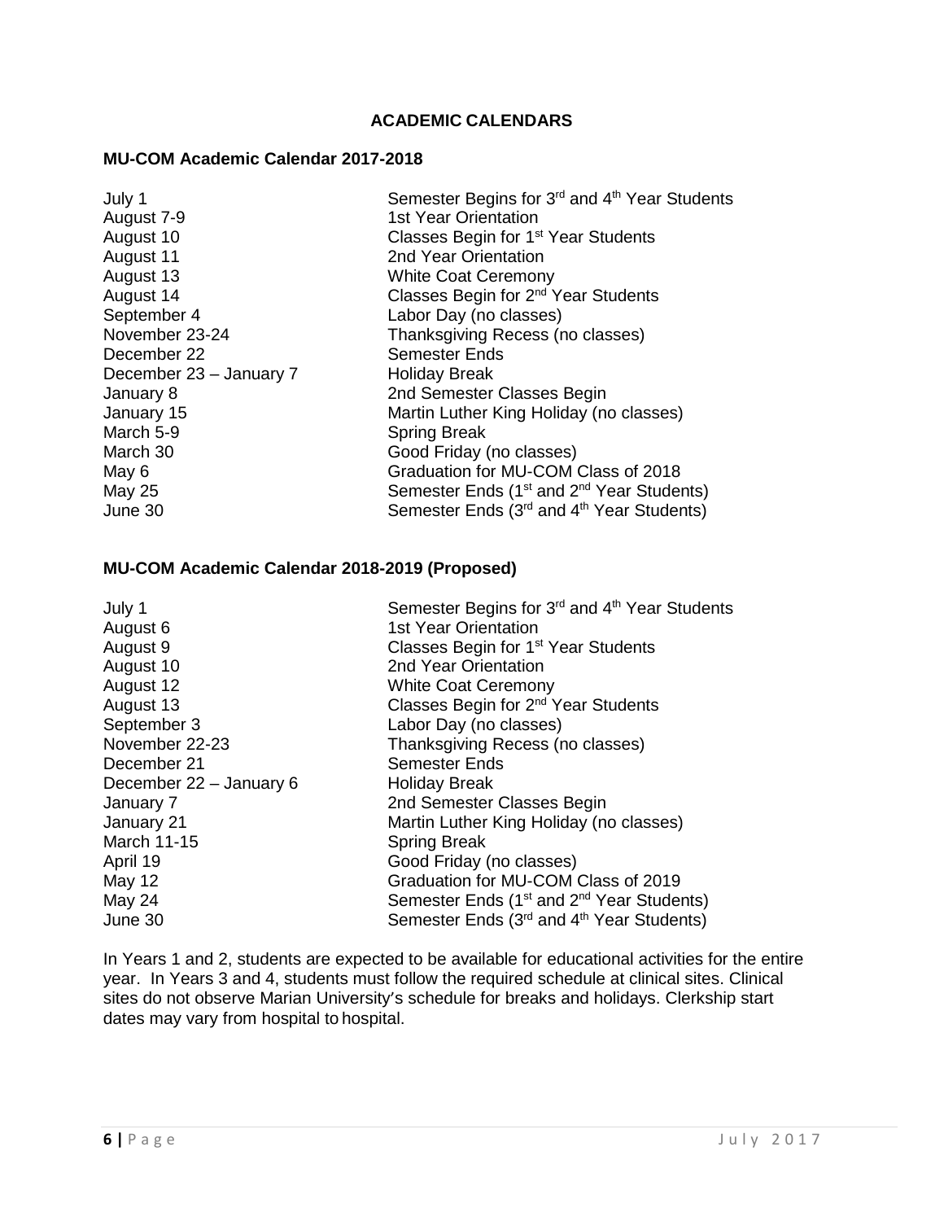## ACADEMIC CALENDARS

### MU-COM Academic Calendar 2017-2018

| | |
|---|---|
| July 1 | Semester Begins for 3rd and 4th Year Students |
| August 7-9 | 1st Year Orientation |
| August 10 | Classes Begin for 1st Year Students |
| August 11 | 2nd Year Orientation |
| August 13 | White Coat Ceremony |
| August 14 | Classes Begin for 2nd Year Students |
| September 4 | Labor Day (no classes) |
| November 23-24 | Thanksgiving Recess (no classes) |
| December 22 | Semester Ends |
| December 23 – January 7 | Holiday Break |
| January 8 | 2nd Semester Classes Begin |
| January 15 | Martin Luther King Holiday (no classes) |
| March 5-9 | Spring Break |
| March 30 | Good Friday (no classes) |
| May 6 | Graduation for MU-COM Class of 2018 |
| May 25 | Semester Ends (1st and 2nd Year Students) |
| June 30 | Semester Ends (3rd and 4th Year Students) |

### MU-COM Academic Calendar 2018-2019 (Proposed)

| | |
|---|---|
| July 1 | Semester Begins for 3rd and 4th Year Students |
| August 6 | 1st Year Orientation |
| August 9 | Classes Begin for 1st Year Students |
| August 10 | 2nd Year Orientation |
| August 12 | White Coat Ceremony |
| August 13 | Classes Begin for 2nd Year Students |
| September 3 | Labor Day (no classes) |
| November 22-23 | Thanksgiving Recess (no classes) |
| December 21 | Semester Ends |
| December 22 – January 6 | Holiday Break |
| January 7 | 2nd Semester Classes Begin |
| January 21 | Martin Luther King Holiday (no classes) |
| March 11-15 | Spring Break |
| April 19 | Good Friday (no classes) |
| May 12 | Graduation for MU-COM Class of 2019 |
| May 24 | Semester Ends (1st and 2nd Year Students) |
| June 30 | Semester Ends (3rd and 4th Year Students) |

In Years 1 and 2, students are expected to be available for educational activities for the entire year. In Years 3 and 4, students must follow the required schedule at clinical sites. Clinical sites do not observe Marian University's schedule for breaks and holidays. Clerkship start dates may vary from hospital to hospital.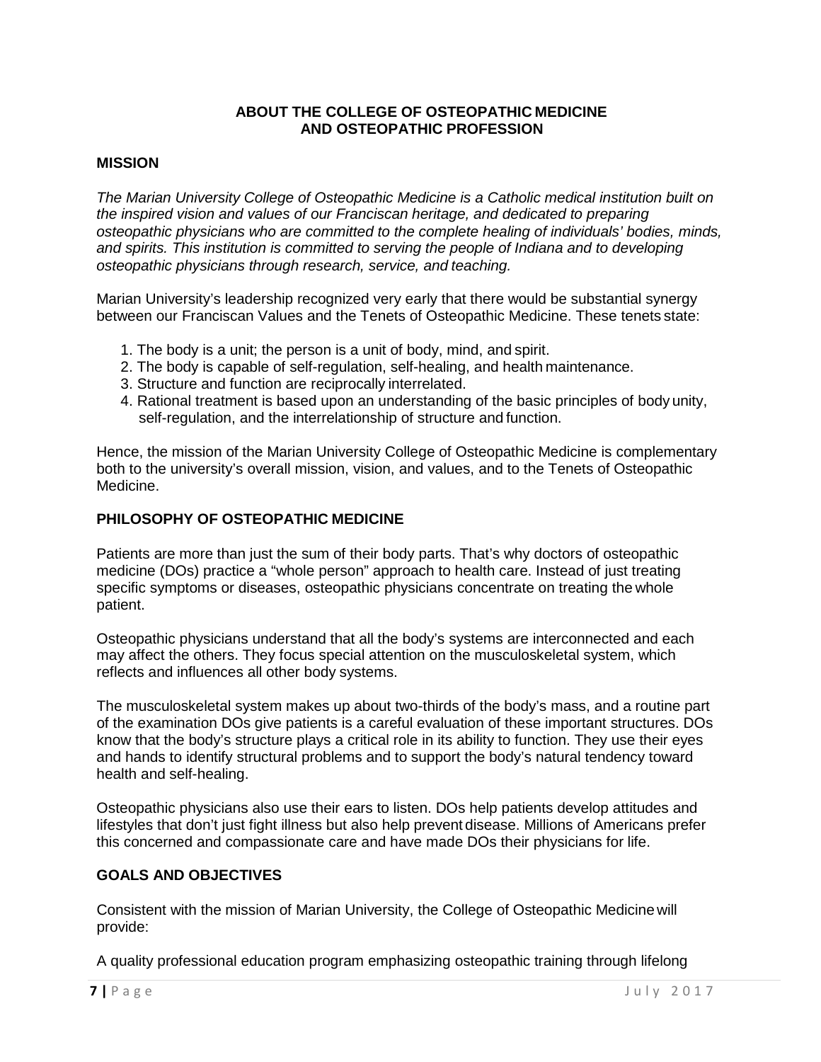# ABOUT THE COLLEGE OF OSTEOPATHIC MEDICINE AND OSTEOPATHIC PROFESSION

## MISSION

*The Marian University College of Osteopathic Medicine is a Catholic medical institution built on the inspired vision and values of our Franciscan heritage, and dedicated to preparing osteopathic physicians who are committed to the complete healing of individuals' bodies, minds, and spirits. This institution is committed to serving the people of Indiana and to developing osteopathic physicians through research, service, and teaching.*

Marian University's leadership recognized very early that there would be substantial synergy between our Franciscan Values and the Tenets of Osteopathic Medicine. These tenets state:

1. The body is a unit; the person is a unit of body, mind, and spirit.
2. The body is capable of self-regulation, self-healing, and health maintenance.
3. Structure and function are reciprocally interrelated.
4. Rational treatment is based upon an understanding of the basic principles of body unity, self-regulation, and the interrelationship of structure and function.

Hence, the mission of the Marian University College of Osteopathic Medicine is complementary both to the university's overall mission, vision, and values, and to the Tenets of Osteopathic Medicine.

## PHILOSOPHY OF OSTEOPATHIC MEDICINE

Patients are more than just the sum of their body parts. That's why doctors of osteopathic medicine (DOs) practice a "whole person" approach to health care. Instead of just treating specific symptoms or diseases, osteopathic physicians concentrate on treating the whole patient.

Osteopathic physicians understand that all the body's systems are interconnected and each may affect the others. They focus special attention on the musculoskeletal system, which reflects and influences all other body systems.

The musculoskeletal system makes up about two-thirds of the body's mass, and a routine part of the examination DOs give patients is a careful evaluation of these important structures. DOs know that the body's structure plays a critical role in its ability to function. They use their eyes and hands to identify structural problems and to support the body's natural tendency toward health and self-healing.

Osteopathic physicians also use their ears to listen. DOs help patients develop attitudes and lifestyles that don't just fight illness but also help prevent disease. Millions of Americans prefer this concerned and compassionate care and have made DOs their physicians for life.

## GOALS AND OBJECTIVES

Consistent with the mission of Marian University, the College of Osteopathic Medicine will provide:

A quality professional education program emphasizing osteopathic training through lifelong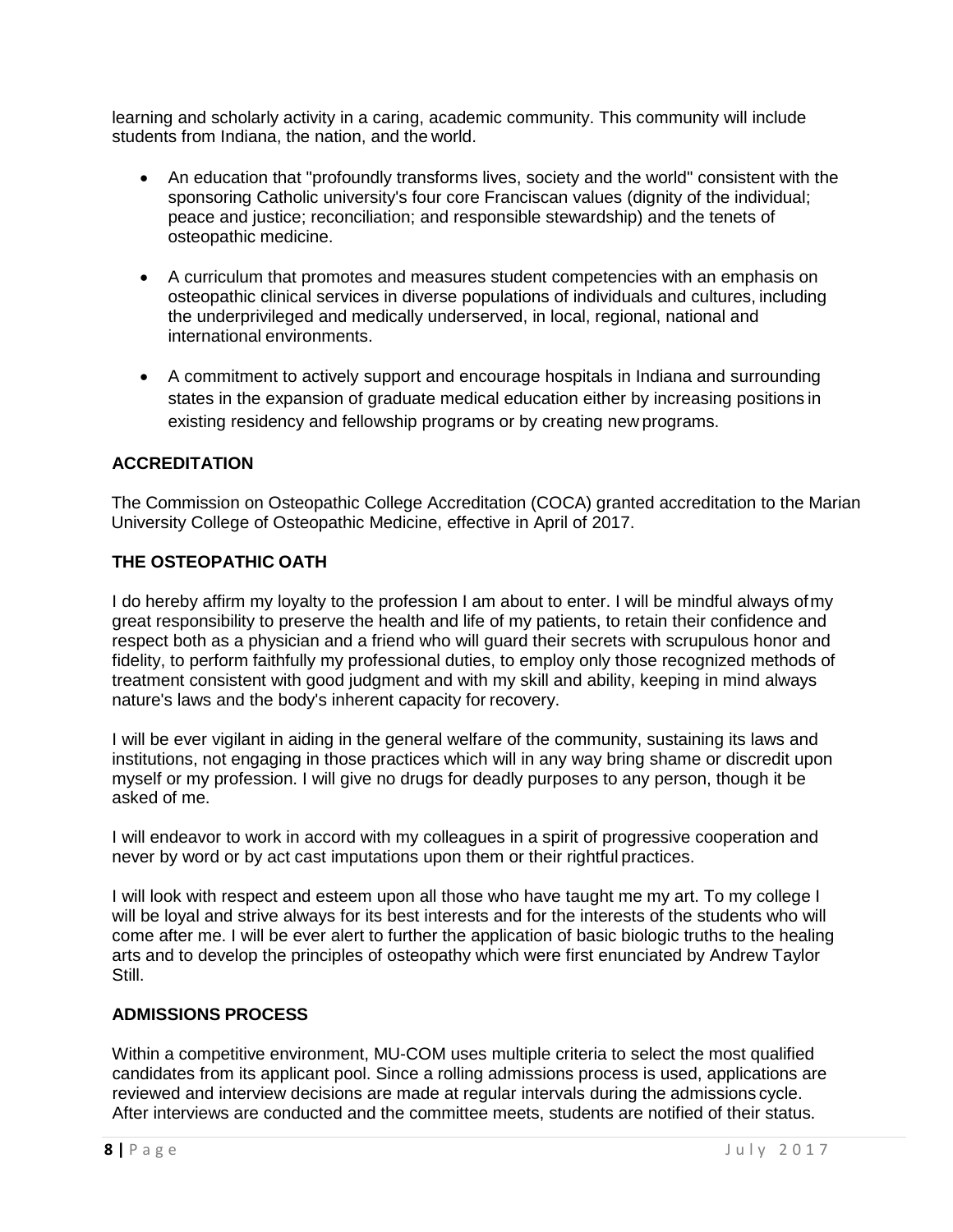learning and scholarly activity in a caring, academic community. This community will include students from Indiana, the nation, and the world.

- An education that "profoundly transforms lives, society and the world" consistent with the sponsoring Catholic university's four core Franciscan values (dignity of the individual; peace and justice; reconciliation; and responsible stewardship) and the tenets of osteopathic medicine.
- A curriculum that promotes and measures student competencies with an emphasis on osteopathic clinical services in diverse populations of individuals and cultures, including the underprivileged and medically underserved, in local, regional, national and international environments.
- A commitment to actively support and encourage hospitals in Indiana and surrounding states in the expansion of graduate medical education either by increasing positions in existing residency and fellowship programs or by creating new programs.

## ACCREDITATION

The Commission on Osteopathic College Accreditation (COCA) granted accreditation to the Marian University College of Osteopathic Medicine, effective in April of 2017.

## THE OSTEOPATHIC OATH

I do hereby affirm my loyalty to the profession I am about to enter. I will be mindful always of my great responsibility to preserve the health and life of my patients, to retain their confidence and respect both as a physician and a friend who will guard their secrets with scrupulous honor and fidelity, to perform faithfully my professional duties, to employ only those recognized methods of treatment consistent with good judgment and with my skill and ability, keeping in mind always nature's laws and the body's inherent capacity for recovery.

I will be ever vigilant in aiding in the general welfare of the community, sustaining its laws and institutions, not engaging in those practices which will in any way bring shame or discredit upon myself or my profession. I will give no drugs for deadly purposes to any person, though it be asked of me.

I will endeavor to work in accord with my colleagues in a spirit of progressive cooperation and never by word or by act cast imputations upon them or their rightful practices.

I will look with respect and esteem upon all those who have taught me my art. To my college I will be loyal and strive always for its best interests and for the interests of the students who will come after me. I will be ever alert to further the application of basic biologic truths to the healing arts and to develop the principles of osteopathy which were first enunciated by Andrew Taylor Still.

## ADMISSIONS PROCESS

Within a competitive environment, MU-COM uses multiple criteria to select the most qualified candidates from its applicant pool. Since a rolling admissions process is used, applications are reviewed and interview decisions are made at regular intervals during the admissions cycle. After interviews are conducted and the committee meets, students are notified of their status.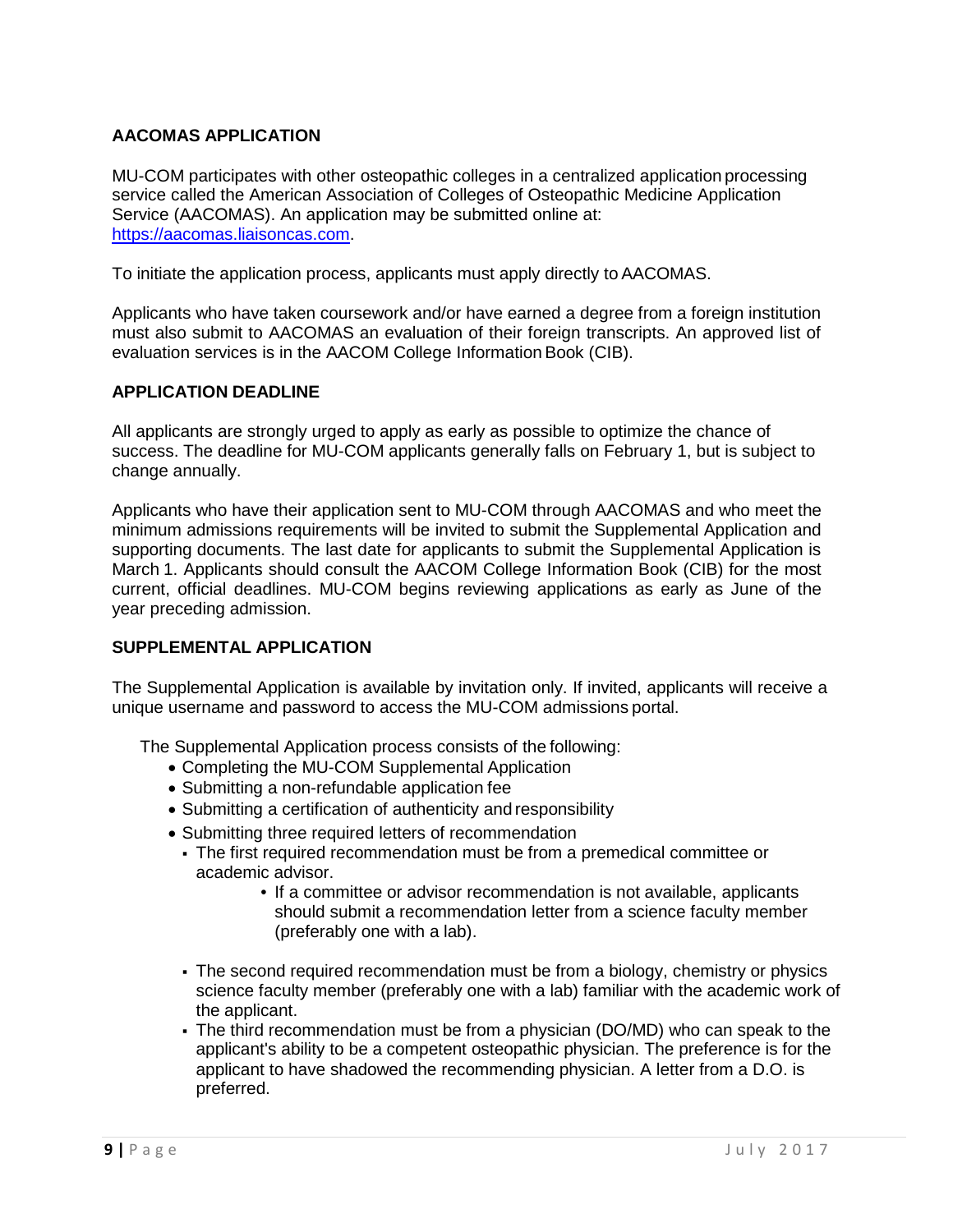## AACOMAS APPLICATION

MU-COM participates with other osteopathic colleges in a centralized application processing service called the American Association of Colleges of Osteopathic Medicine Application Service (AACOMAS). An application may be submitted online at: [https://aacomas.liaisoncas.com](https://aacomas.liaisoncas.com).

To initiate the application process, applicants must apply directly to AACOMAS.

Applicants who have taken coursework and/or have earned a degree from a foreign institution must also submit to AACOMAS an evaluation of their foreign transcripts. An approved list of evaluation services is in the AACOM College Information Book (CIB).

## APPLICATION DEADLINE

All applicants are strongly urged to apply as early as possible to optimize the chance of success. The deadline for MU-COM applicants generally falls on February 1, but is subject to change annually.

Applicants who have their application sent to MU-COM through AACOMAS and who meet the minimum admissions requirements will be invited to submit the Supplemental Application and supporting documents. The last date for applicants to submit the Supplemental Application is March 1. Applicants should consult the AACOM College Information Book (CIB) for the most current, official deadlines. MU-COM begins reviewing applications as early as June of the year preceding admission.

## SUPPLEMENTAL APPLICATION

The Supplemental Application is available by invitation only. If invited, applicants will receive a unique username and password to access the MU-COM admissions portal.

The Supplemental Application process consists of the following:

- Completing the MU-COM Supplemental Application
- Submitting a non-refundable application fee
- Submitting a certification of authenticity and responsibility
- Submitting three required letters of recommendation
  - The first required recommendation must be from a premedical committee or academic advisor.
    - If a committee or advisor recommendation is not available, applicants should submit a recommendation letter from a science faculty member (preferably one with a lab).
  - The second required recommendation must be from a biology, chemistry or physics science faculty member (preferably one with a lab) familiar with the academic work of the applicant.
  - The third recommendation must be from a physician (DO/MD) who can speak to the applicant's ability to be a competent osteopathic physician. The preference is for the applicant to have shadowed the recommending physician. A letter from a D.O. is preferred.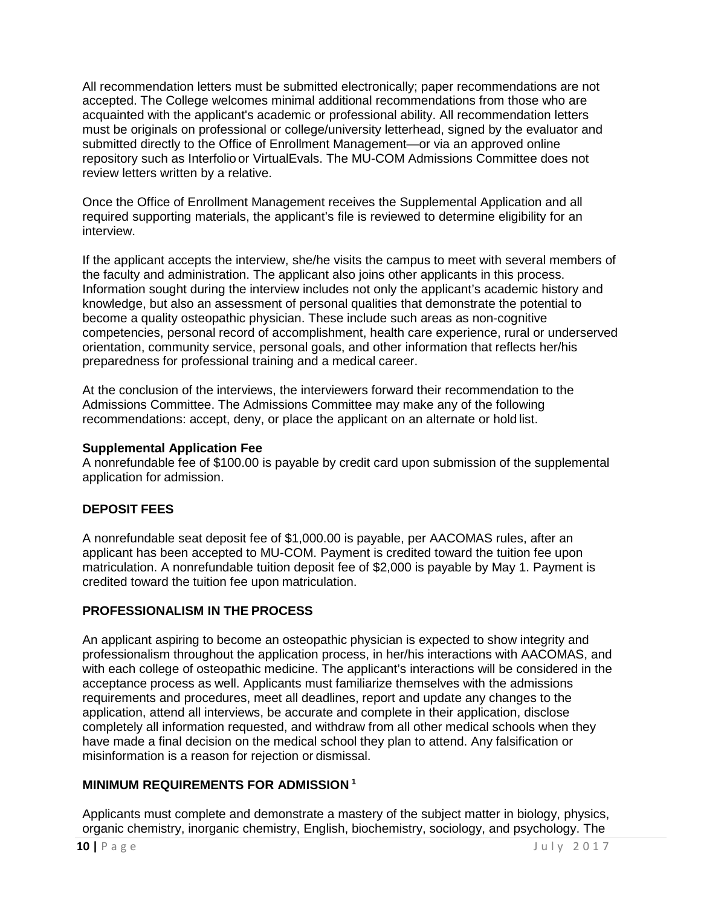All recommendation letters must be submitted electronically; paper recommendations are not accepted. The College welcomes minimal additional recommendations from those who are acquainted with the applicant's academic or professional ability. All recommendation letters must be originals on professional or college/university letterhead, signed by the evaluator and submitted directly to the Office of Enrollment Management—or via an approved online repository such as Interfolio or VirtualEvals. The MU-COM Admissions Committee does not review letters written by a relative.

Once the Office of Enrollment Management receives the Supplemental Application and all required supporting materials, the applicant's file is reviewed to determine eligibility for an interview.

If the applicant accepts the interview, she/he visits the campus to meet with several members of the faculty and administration. The applicant also joins other applicants in this process. Information sought during the interview includes not only the applicant's academic history and knowledge, but also an assessment of personal qualities that demonstrate the potential to become a quality osteopathic physician. These include such areas as non-cognitive competencies, personal record of accomplishment, health care experience, rural or underserved orientation, community service, personal goals, and other information that reflects her/his preparedness for professional training and a medical career.

At the conclusion of the interviews, the interviewers forward their recommendation to the Admissions Committee. The Admissions Committee may make any of the following recommendations: accept, deny, or place the applicant on an alternate or hold list.

**Supplemental Application Fee**
A nonrefundable fee of $100.00 is payable by credit card upon submission of the supplemental application for admission.

## DEPOSIT FEES

A nonrefundable seat deposit fee of $1,000.00 is payable, per AACOMAS rules, after an applicant has been accepted to MU-COM. Payment is credited toward the tuition fee upon matriculation. A nonrefundable tuition deposit fee of $2,000 is payable by May 1. Payment is credited toward the tuition fee upon matriculation.

## PROFESSIONALISM IN THE PROCESS

An applicant aspiring to become an osteopathic physician is expected to show integrity and professionalism throughout the application process, in her/his interactions with AACOMAS, and with each college of osteopathic medicine. The applicant's interactions will be considered in the acceptance process as well. Applicants must familiarize themselves with the admissions requirements and procedures, meet all deadlines, report and update any changes to the application, attend all interviews, be accurate and complete in their application, disclose completely all information requested, and withdraw from all other medical schools when they have made a final decision on the medical school they plan to attend. Any falsification or misinformation is a reason for rejection or dismissal.

## MINIMUM REQUIREMENTS FOR ADMISSION [1]

Applicants must complete and demonstrate a mastery of the subject matter in biology, physics, organic chemistry, inorganic chemistry, English, biochemistry, sociology, and psychology. The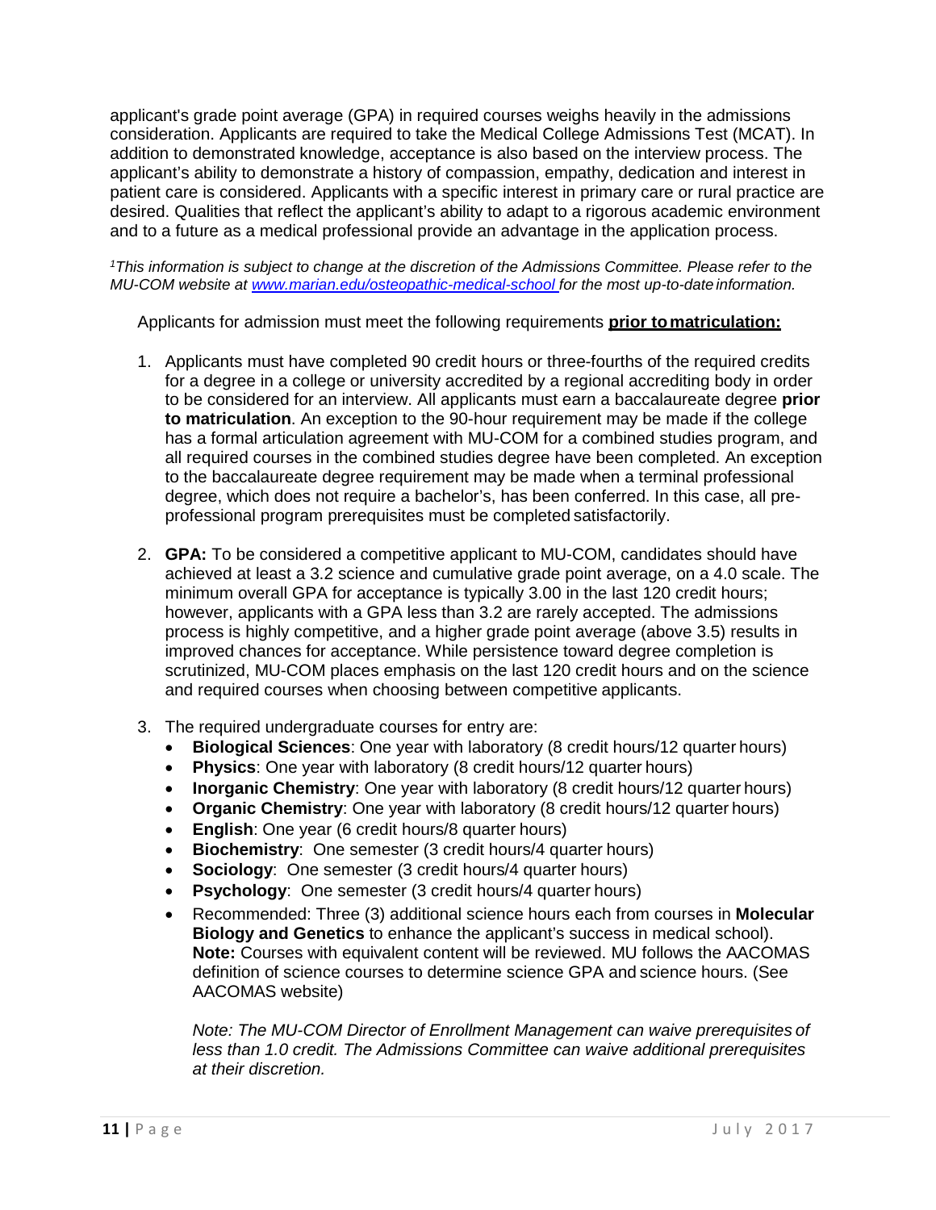applicant's grade point average (GPA) in required courses weighs heavily in the admissions consideration. Applicants are required to take the Medical College Admissions Test (MCAT). In addition to demonstrated knowledge, acceptance is also based on the interview process. The applicant's ability to demonstrate a history of compassion, empathy, dedication and interest in patient care is considered. Applicants with a specific interest in primary care or rural practice are desired. Qualities that reflect the applicant's ability to adapt to a rigorous academic environment and to a future as a medical professional provide an advantage in the application process.

*[1]This information is subject to change at the discretion of the Admissions Committee. Please refer to the MU-COM website at [www.marian.edu/osteopathic-medical-school](http://www.marian.edu/osteopathic-medical-school) for the most up-to-date information.*

Applicants for admission must meet the following requirements **prior to matriculation:**

1. Applicants must have completed 90 credit hours or three-fourths of the required credits for a degree in a college or university accredited by a regional accrediting body in order to be considered for an interview. All applicants must earn a baccalaureate degree **prior to matriculation**. An exception to the 90-hour requirement may be made if the college has a formal articulation agreement with MU-COM for a combined studies program, and all required courses in the combined studies degree have been completed. An exception to the baccalaureate degree requirement may be made when a terminal professional degree, which does not require a bachelor's, has been conferred. In this case, all pre-professional program prerequisites must be completed satisfactorily.

2. **GPA:** To be considered a competitive applicant to MU-COM, candidates should have achieved at least a 3.2 science and cumulative grade point average, on a 4.0 scale. The minimum overall GPA for acceptance is typically 3.00 in the last 120 credit hours; however, applicants with a GPA less than 3.2 are rarely accepted. The admissions process is highly competitive, and a higher grade point average (above 3.5) results in improved chances for acceptance. While persistence toward degree completion is scrutinized, MU-COM places emphasis on the last 120 credit hours and on the science and required courses when choosing between competitive applicants.

3. The required undergraduate courses for entry are:
   - **Biological Sciences**: One year with laboratory (8 credit hours/12 quarter hours)
   - **Physics**: One year with laboratory (8 credit hours/12 quarter hours)
   - **Inorganic Chemistry**: One year with laboratory (8 credit hours/12 quarter hours)
   - **Organic Chemistry**: One year with laboratory (8 credit hours/12 quarter hours)
   - **English**: One year (6 credit hours/8 quarter hours)
   - **Biochemistry**: One semester (3 credit hours/4 quarter hours)
   - **Sociology**: One semester (3 credit hours/4 quarter hours)
   - **Psychology**: One semester (3 credit hours/4 quarter hours)
   - Recommended: Three (3) additional science hours each from courses in **Molecular Biology and Genetics** to enhance the applicant's success in medical school). **Note:** Courses with equivalent content will be reviewed. MU follows the AACOMAS definition of science courses to determine science GPA and science hours. (See AACOMAS website)

   *Note: The MU-COM Director of Enrollment Management can waive prerequisites of less than 1.0 credit. The Admissions Committee can waive additional prerequisites at their discretion.*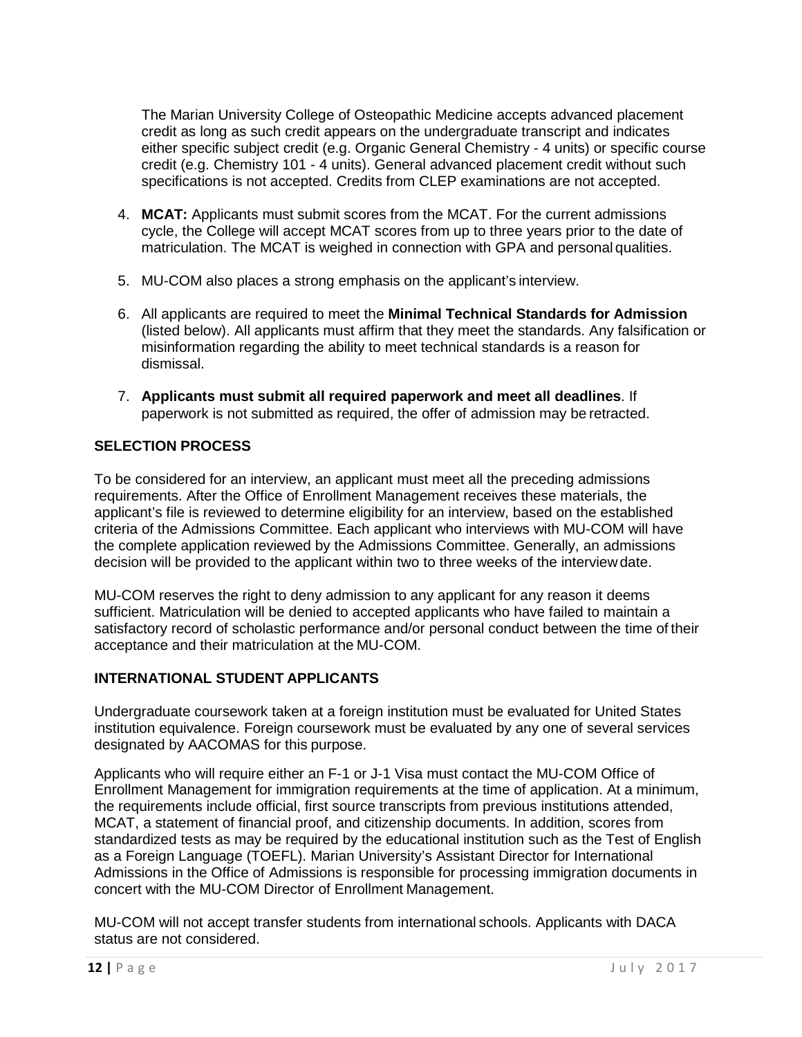The Marian University College of Osteopathic Medicine accepts advanced placement credit as long as such credit appears on the undergraduate transcript and indicates either specific subject credit (e.g. Organic General Chemistry - 4 units) or specific course credit (e.g. Chemistry 101 - 4 units). General advanced placement credit without such specifications is not accepted. Credits from CLEP examinations are not accepted.

4. **MCAT:** Applicants must submit scores from the MCAT. For the current admissions cycle, the College will accept MCAT scores from up to three years prior to the date of matriculation. The MCAT is weighed in connection with GPA and personal qualities.

5. MU-COM also places a strong emphasis on the applicant's interview.

6. All applicants are required to meet the **Minimal Technical Standards for Admission** (listed below). All applicants must affirm that they meet the standards. Any falsification or misinformation regarding the ability to meet technical standards is a reason for dismissal.

7. **Applicants must submit all required paperwork and meet all deadlines**. If paperwork is not submitted as required, the offer of admission may be retracted.

## SELECTION PROCESS

To be considered for an interview, an applicant must meet all the preceding admissions requirements. After the Office of Enrollment Management receives these materials, the applicant's file is reviewed to determine eligibility for an interview, based on the established criteria of the Admissions Committee. Each applicant who interviews with MU-COM will have the complete application reviewed by the Admissions Committee. Generally, an admissions decision will be provided to the applicant within two to three weeks of the interview date.

MU-COM reserves the right to deny admission to any applicant for any reason it deems sufficient. Matriculation will be denied to accepted applicants who have failed to maintain a satisfactory record of scholastic performance and/or personal conduct between the time of their acceptance and their matriculation at the MU-COM.

## INTERNATIONAL STUDENT APPLICANTS

Undergraduate coursework taken at a foreign institution must be evaluated for United States institution equivalence. Foreign coursework must be evaluated by any one of several services designated by AACOMAS for this purpose.

Applicants who will require either an F-1 or J-1 Visa must contact the MU-COM Office of Enrollment Management for immigration requirements at the time of application. At a minimum, the requirements include official, first source transcripts from previous institutions attended, MCAT, a statement of financial proof, and citizenship documents. In addition, scores from standardized tests as may be required by the educational institution such as the Test of English as a Foreign Language (TOEFL). Marian University's Assistant Director for International Admissions in the Office of Admissions is responsible for processing immigration documents in concert with the MU-COM Director of Enrollment Management.

MU-COM will not accept transfer students from international schools. Applicants with DACA status are not considered.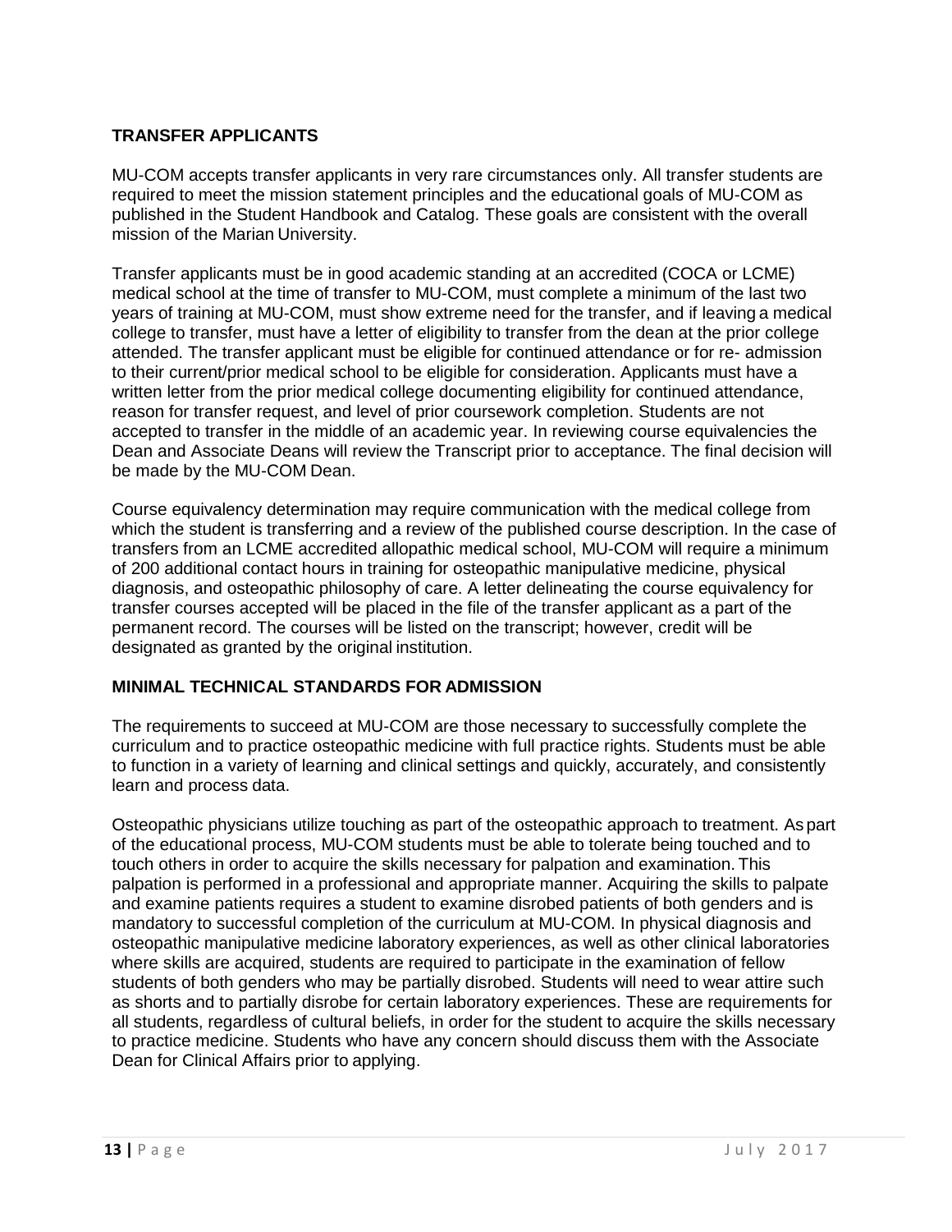## TRANSFER APPLICANTS

MU-COM accepts transfer applicants in very rare circumstances only. All transfer students are required to meet the mission statement principles and the educational goals of MU-COM as published in the Student Handbook and Catalog. These goals are consistent with the overall mission of the Marian University.

Transfer applicants must be in good academic standing at an accredited (COCA or LCME) medical school at the time of transfer to MU-COM, must complete a minimum of the last two years of training at MU-COM, must show extreme need for the transfer, and if leaving a medical college to transfer, must have a letter of eligibility to transfer from the dean at the prior college attended. The transfer applicant must be eligible for continued attendance or for re- admission to their current/prior medical school to be eligible for consideration. Applicants must have a written letter from the prior medical college documenting eligibility for continued attendance, reason for transfer request, and level of prior coursework completion. Students are not accepted to transfer in the middle of an academic year. In reviewing course equivalencies the Dean and Associate Deans will review the Transcript prior to acceptance. The final decision will be made by the MU-COM Dean.

Course equivalency determination may require communication with the medical college from which the student is transferring and a review of the published course description. In the case of transfers from an LCME accredited allopathic medical school, MU-COM will require a minimum of 200 additional contact hours in training for osteopathic manipulative medicine, physical diagnosis, and osteopathic philosophy of care. A letter delineating the course equivalency for transfer courses accepted will be placed in the file of the transfer applicant as a part of the permanent record. The courses will be listed on the transcript; however, credit will be designated as granted by the original institution.

## MINIMAL TECHNICAL STANDARDS FOR ADMISSION

The requirements to succeed at MU-COM are those necessary to successfully complete the curriculum and to practice osteopathic medicine with full practice rights. Students must be able to function in a variety of learning and clinical settings and quickly, accurately, and consistently learn and process data.

Osteopathic physicians utilize touching as part of the osteopathic approach to treatment. As part of the educational process, MU-COM students must be able to tolerate being touched and to touch others in order to acquire the skills necessary for palpation and examination. This palpation is performed in a professional and appropriate manner. Acquiring the skills to palpate and examine patients requires a student to examine disrobed patients of both genders and is mandatory to successful completion of the curriculum at MU-COM. In physical diagnosis and osteopathic manipulative medicine laboratory experiences, as well as other clinical laboratories where skills are acquired, students are required to participate in the examination of fellow students of both genders who may be partially disrobed. Students will need to wear attire such as shorts and to partially disrobe for certain laboratory experiences. These are requirements for all students, regardless of cultural beliefs, in order for the student to acquire the skills necessary to practice medicine. Students who have any concern should discuss them with the Associate Dean for Clinical Affairs prior to applying.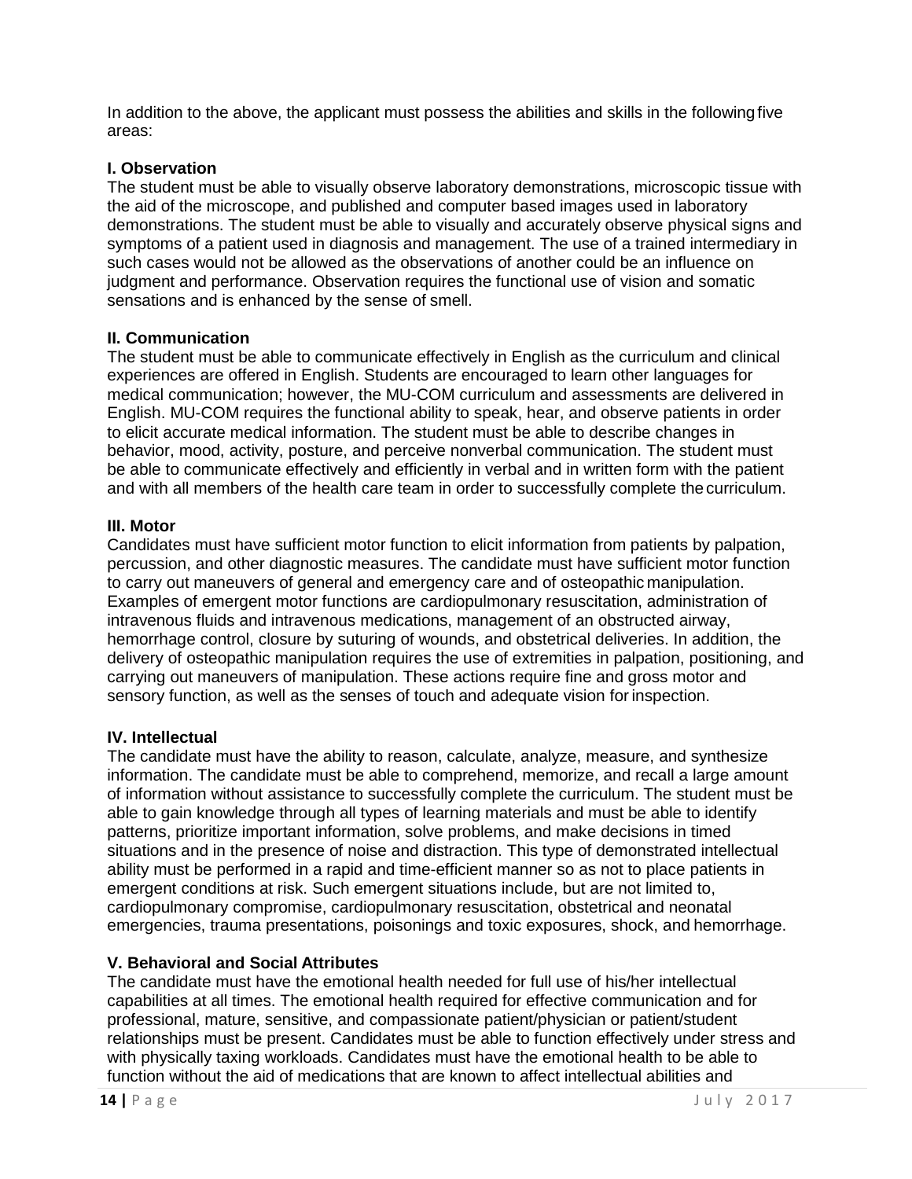In addition to the above, the applicant must possess the abilities and skills in the following five areas:

**I. Observation**
The student must be able to visually observe laboratory demonstrations, microscopic tissue with the aid of the microscope, and published and computer based images used in laboratory demonstrations. The student must be able to visually and accurately observe physical signs and symptoms of a patient used in diagnosis and management. The use of a trained intermediary in such cases would not be allowed as the observations of another could be an influence on judgment and performance. Observation requires the functional use of vision and somatic sensations and is enhanced by the sense of smell.

**II. Communication**
The student must be able to communicate effectively in English as the curriculum and clinical experiences are offered in English. Students are encouraged to learn other languages for medical communication; however, the MU-COM curriculum and assessments are delivered in English. MU-COM requires the functional ability to speak, hear, and observe patients in order to elicit accurate medical information. The student must be able to describe changes in behavior, mood, activity, posture, and perceive nonverbal communication. The student must be able to communicate effectively and efficiently in verbal and in written form with the patient and with all members of the health care team in order to successfully complete the curriculum.

**III. Motor**
Candidates must have sufficient motor function to elicit information from patients by palpation, percussion, and other diagnostic measures. The candidate must have sufficient motor function to carry out maneuvers of general and emergency care and of osteopathic manipulation. Examples of emergent motor functions are cardiopulmonary resuscitation, administration of intravenous fluids and intravenous medications, management of an obstructed airway, hemorrhage control, closure by suturing of wounds, and obstetrical deliveries. In addition, the delivery of osteopathic manipulation requires the use of extremities in palpation, positioning, and carrying out maneuvers of manipulation. These actions require fine and gross motor and sensory function, as well as the senses of touch and adequate vision for inspection.

**IV. Intellectual**
The candidate must have the ability to reason, calculate, analyze, measure, and synthesize information. The candidate must be able to comprehend, memorize, and recall a large amount of information without assistance to successfully complete the curriculum. The student must be able to gain knowledge through all types of learning materials and must be able to identify patterns, prioritize important information, solve problems, and make decisions in timed situations and in the presence of noise and distraction. This type of demonstrated intellectual ability must be performed in a rapid and time-efficient manner so as not to place patients in emergent conditions at risk. Such emergent situations include, but are not limited to, cardiopulmonary compromise, cardiopulmonary resuscitation, obstetrical and neonatal emergencies, trauma presentations, poisonings and toxic exposures, shock, and hemorrhage.

**V. Behavioral and Social Attributes**
The candidate must have the emotional health needed for full use of his/her intellectual capabilities at all times. The emotional health required for effective communication and for professional, mature, sensitive, and compassionate patient/physician or patient/student relationships must be present. Candidates must be able to function effectively under stress and with physically taxing workloads. Candidates must have the emotional health to be able to function without the aid of medications that are known to affect intellectual abilities and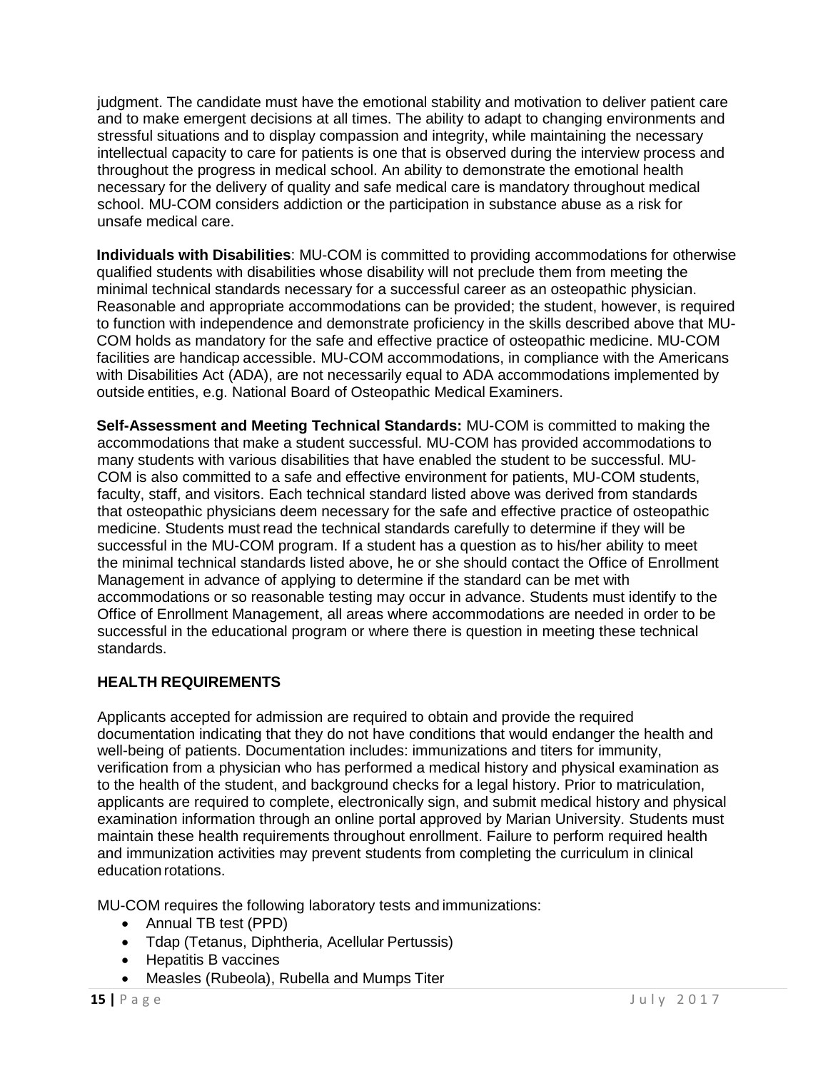judgment. The candidate must have the emotional stability and motivation to deliver patient care and to make emergent decisions at all times. The ability to adapt to changing environments and stressful situations and to display compassion and integrity, while maintaining the necessary intellectual capacity to care for patients is one that is observed during the interview process and throughout the progress in medical school. An ability to demonstrate the emotional health necessary for the delivery of quality and safe medical care is mandatory throughout medical school. MU-COM considers addiction or the participation in substance abuse as a risk for unsafe medical care.

**Individuals with Disabilities**: MU-COM is committed to providing accommodations for otherwise qualified students with disabilities whose disability will not preclude them from meeting the minimal technical standards necessary for a successful career as an osteopathic physician. Reasonable and appropriate accommodations can be provided; the student, however, is required to function with independence and demonstrate proficiency in the skills described above that MU-COM holds as mandatory for the safe and effective practice of osteopathic medicine. MU-COM facilities are handicap accessible. MU-COM accommodations, in compliance with the Americans with Disabilities Act (ADA), are not necessarily equal to ADA accommodations implemented by outside entities, e.g. National Board of Osteopathic Medical Examiners.

**Self-Assessment and Meeting Technical Standards:** MU-COM is committed to making the accommodations that make a student successful. MU-COM has provided accommodations to many students with various disabilities that have enabled the student to be successful. MU-COM is also committed to a safe and effective environment for patients, MU-COM students, faculty, staff, and visitors. Each technical standard listed above was derived from standards that osteopathic physicians deem necessary for the safe and effective practice of osteopathic medicine. Students must read the technical standards carefully to determine if they will be successful in the MU-COM program. If a student has a question as to his/her ability to meet the minimal technical standards listed above, he or she should contact the Office of Enrollment Management in advance of applying to determine if the standard can be met with accommodations or so reasonable testing may occur in advance. Students must identify to the Office of Enrollment Management, all areas where accommodations are needed in order to be successful in the educational program or where there is question in meeting these technical standards.

## HEALTH REQUIREMENTS

Applicants accepted for admission are required to obtain and provide the required documentation indicating that they do not have conditions that would endanger the health and well-being of patients. Documentation includes: immunizations and titers for immunity, verification from a physician who has performed a medical history and physical examination as to the health of the student, and background checks for a legal history. Prior to matriculation, applicants are required to complete, electronically sign, and submit medical history and physical examination information through an online portal approved by Marian University. Students must maintain these health requirements throughout enrollment. Failure to perform required health and immunization activities may prevent students from completing the curriculum in clinical education rotations.

MU-COM requires the following laboratory tests and immunizations:

- Annual TB test (PPD)
- Tdap (Tetanus, Diphtheria, Acellular Pertussis)
- Hepatitis B vaccines
- Measles (Rubeola), Rubella and Mumps Titer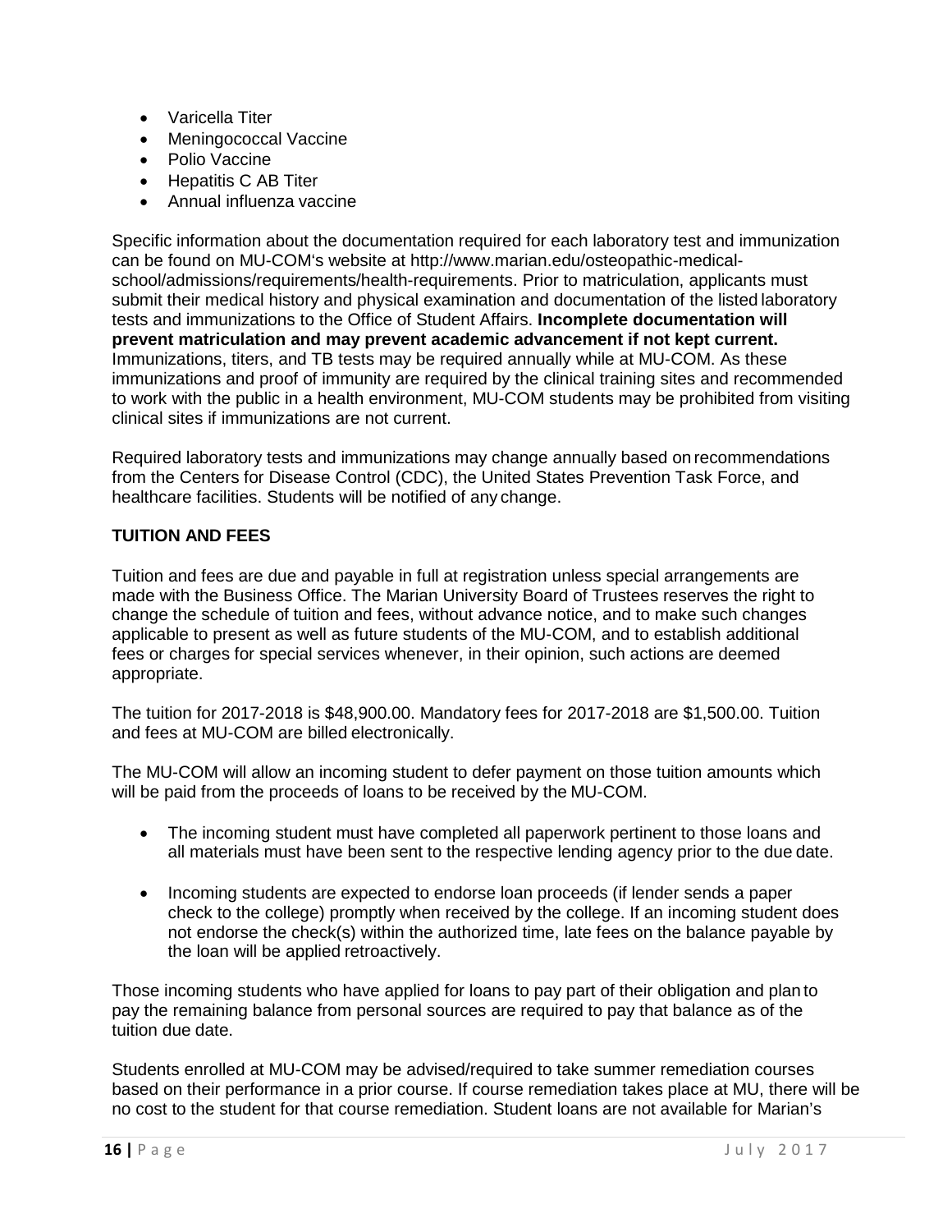- Varicella Titer
- Meningococcal Vaccine
- Polio Vaccine
- Hepatitis C AB Titer
- Annual influenza vaccine

Specific information about the documentation required for each laboratory test and immunization can be found on MU-COM's website at http://www.marian.edu/osteopathic-medical-school/admissions/requirements/health-requirements. Prior to matriculation, applicants must submit their medical history and physical examination and documentation of the listed laboratory tests and immunizations to the Office of Student Affairs. **Incomplete documentation will prevent matriculation and may prevent academic advancement if not kept current.** Immunizations, titers, and TB tests may be required annually while at MU-COM. As these immunizations and proof of immunity are required by the clinical training sites and recommended to work with the public in a health environment, MU-COM students may be prohibited from visiting clinical sites if immunizations are not current.

Required laboratory tests and immunizations may change annually based on recommendations from the Centers for Disease Control (CDC), the United States Prevention Task Force, and healthcare facilities. Students will be notified of any change.

## TUITION AND FEES

Tuition and fees are due and payable in full at registration unless special arrangements are made with the Business Office. The Marian University Board of Trustees reserves the right to change the schedule of tuition and fees, without advance notice, and to make such changes applicable to present as well as future students of the MU-COM, and to establish additional fees or charges for special services whenever, in their opinion, such actions are deemed appropriate.

The tuition for 2017-2018 is $48,900.00. Mandatory fees for 2017-2018 are $1,500.00. Tuition and fees at MU-COM are billed electronically.

The MU-COM will allow an incoming student to defer payment on those tuition amounts which will be paid from the proceeds of loans to be received by the MU-COM.

- The incoming student must have completed all paperwork pertinent to those loans and all materials must have been sent to the respective lending agency prior to the due date.
- Incoming students are expected to endorse loan proceeds (if lender sends a paper check to the college) promptly when received by the college. If an incoming student does not endorse the check(s) within the authorized time, late fees on the balance payable by the loan will be applied retroactively.

Those incoming students who have applied for loans to pay part of their obligation and plan to pay the remaining balance from personal sources are required to pay that balance as of the tuition due date.

Students enrolled at MU-COM may be advised/required to take summer remediation courses based on their performance in a prior course. If course remediation takes place at MU, there will be no cost to the student for that course remediation. Student loans are not available for Marian's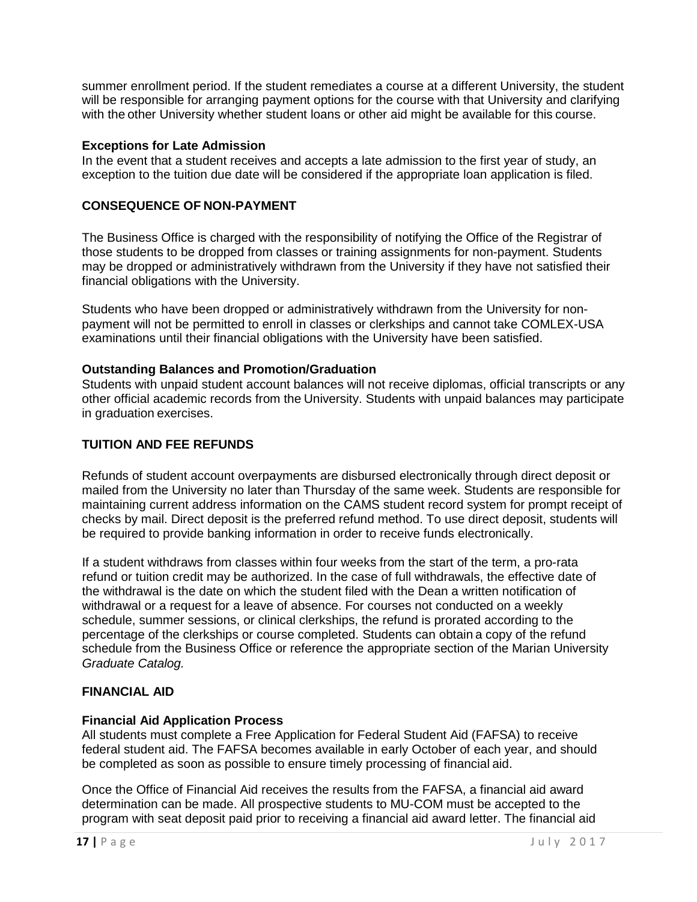summer enrollment period. If the student remediates a course at a different University, the student will be responsible for arranging payment options for the course with that University and clarifying with the other University whether student loans or other aid might be available for this course.

### Exceptions for Late Admission

In the event that a student receives and accepts a late admission to the first year of study, an exception to the tuition due date will be considered if the appropriate loan application is filed.

## CONSEQUENCE OF NON-PAYMENT

The Business Office is charged with the responsibility of notifying the Office of the Registrar of those students to be dropped from classes or training assignments for non-payment. Students may be dropped or administratively withdrawn from the University if they have not satisfied their financial obligations with the University.

Students who have been dropped or administratively withdrawn from the University for non-payment will not be permitted to enroll in classes or clerkships and cannot take COMLEX-USA examinations until their financial obligations with the University have been satisfied.

### Outstanding Balances and Promotion/Graduation

Students with unpaid student account balances will not receive diplomas, official transcripts or any other official academic records from the University. Students with unpaid balances may participate in graduation exercises.

## TUITION AND FEE REFUNDS

Refunds of student account overpayments are disbursed electronically through direct deposit or mailed from the University no later than Thursday of the same week. Students are responsible for maintaining current address information on the CAMS student record system for prompt receipt of checks by mail. Direct deposit is the preferred refund method. To use direct deposit, students will be required to provide banking information in order to receive funds electronically.

If a student withdraws from classes within four weeks from the start of the term, a pro-rata refund or tuition credit may be authorized. In the case of full withdrawals, the effective date of the withdrawal is the date on which the student filed with the Dean a written notification of withdrawal or a request for a leave of absence. For courses not conducted on a weekly schedule, summer sessions, or clinical clerkships, the refund is prorated according to the percentage of the clerkships or course completed. Students can obtain a copy of the refund schedule from the Business Office or reference the appropriate section of the Marian University *Graduate Catalog.*

## FINANCIAL AID

### Financial Aid Application Process

All students must complete a Free Application for Federal Student Aid (FAFSA) to receive federal student aid. The FAFSA becomes available in early October of each year, and should be completed as soon as possible to ensure timely processing of financial aid.

Once the Office of Financial Aid receives the results from the FAFSA, a financial aid award determination can be made. All prospective students to MU-COM must be accepted to the program with seat deposit paid prior to receiving a financial aid award letter. The financial aid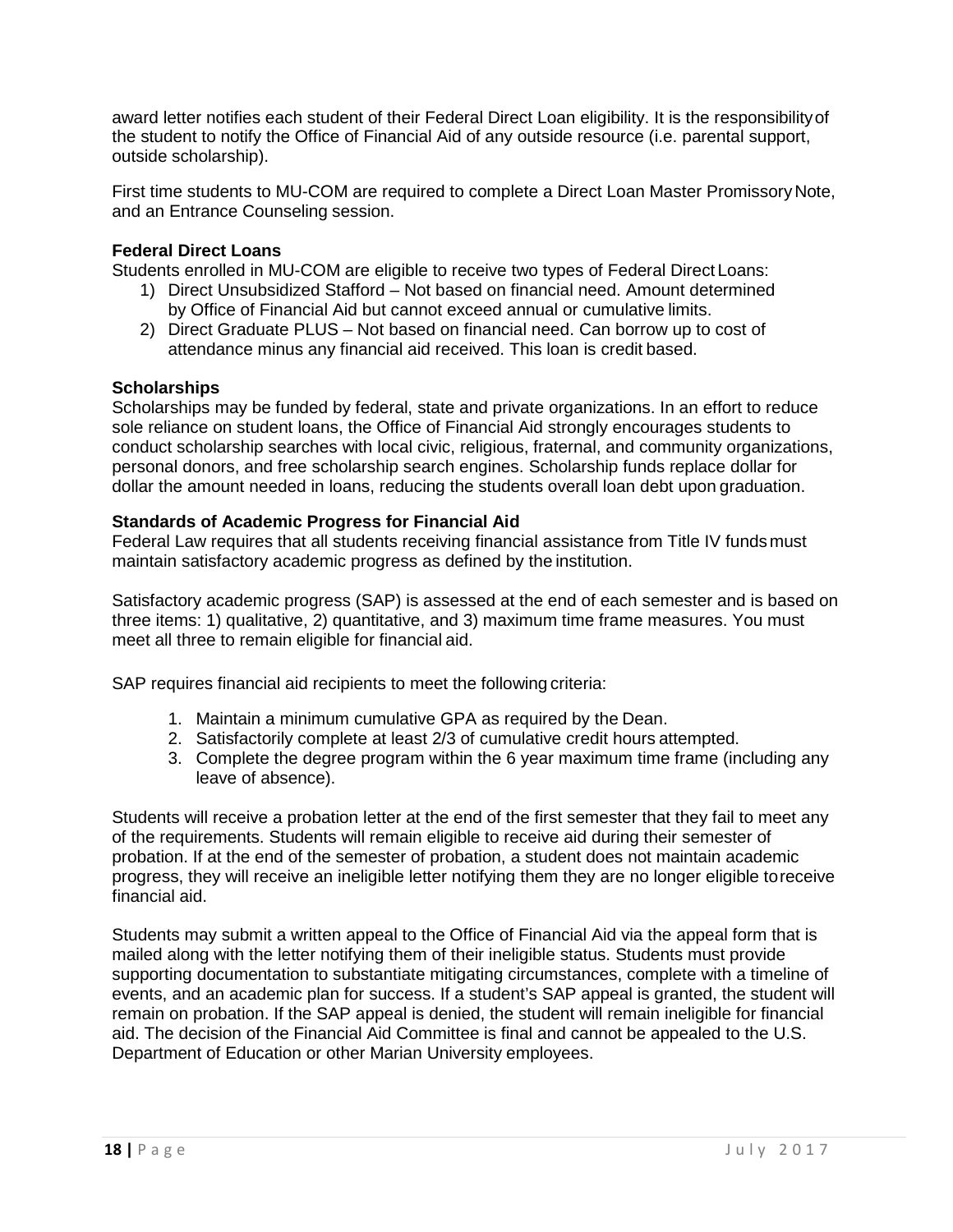award letter notifies each student of their Federal Direct Loan eligibility. It is the responsibility of the student to notify the Office of Financial Aid of any outside resource (i.e. parental support, outside scholarship).

First time students to MU-COM are required to complete a Direct Loan Master Promissory Note, and an Entrance Counseling session.

**Federal Direct Loans**

Students enrolled in MU-COM are eligible to receive two types of Federal Direct Loans:

1) Direct Unsubsidized Stafford – Not based on financial need. Amount determined by Office of Financial Aid but cannot exceed annual or cumulative limits.
2) Direct Graduate PLUS – Not based on financial need. Can borrow up to cost of attendance minus any financial aid received. This loan is credit based.

**Scholarships**

Scholarships may be funded by federal, state and private organizations. In an effort to reduce sole reliance on student loans, the Office of Financial Aid strongly encourages students to conduct scholarship searches with local civic, religious, fraternal, and community organizations, personal donors, and free scholarship search engines. Scholarship funds replace dollar for dollar the amount needed in loans, reducing the students overall loan debt upon graduation.

**Standards of Academic Progress for Financial Aid**

Federal Law requires that all students receiving financial assistance from Title IV funds must maintain satisfactory academic progress as defined by the institution.

Satisfactory academic progress (SAP) is assessed at the end of each semester and is based on three items: 1) qualitative, 2) quantitative, and 3) maximum time frame measures. You must meet all three to remain eligible for financial aid.

SAP requires financial aid recipients to meet the following criteria:

1. Maintain a minimum cumulative GPA as required by the Dean.
2. Satisfactorily complete at least 2/3 of cumulative credit hours attempted.
3. Complete the degree program within the 6 year maximum time frame (including any leave of absence).

Students will receive a probation letter at the end of the first semester that they fail to meet any of the requirements. Students will remain eligible to receive aid during their semester of probation. If at the end of the semester of probation, a student does not maintain academic progress, they will receive an ineligible letter notifying them they are no longer eligible to receive financial aid.

Students may submit a written appeal to the Office of Financial Aid via the appeal form that is mailed along with the letter notifying them of their ineligible status. Students must provide supporting documentation to substantiate mitigating circumstances, complete with a timeline of events, and an academic plan for success. If a student's SAP appeal is granted, the student will remain on probation. If the SAP appeal is denied, the student will remain ineligible for financial aid. The decision of the Financial Aid Committee is final and cannot be appealed to the U.S. Department of Education or other Marian University employees.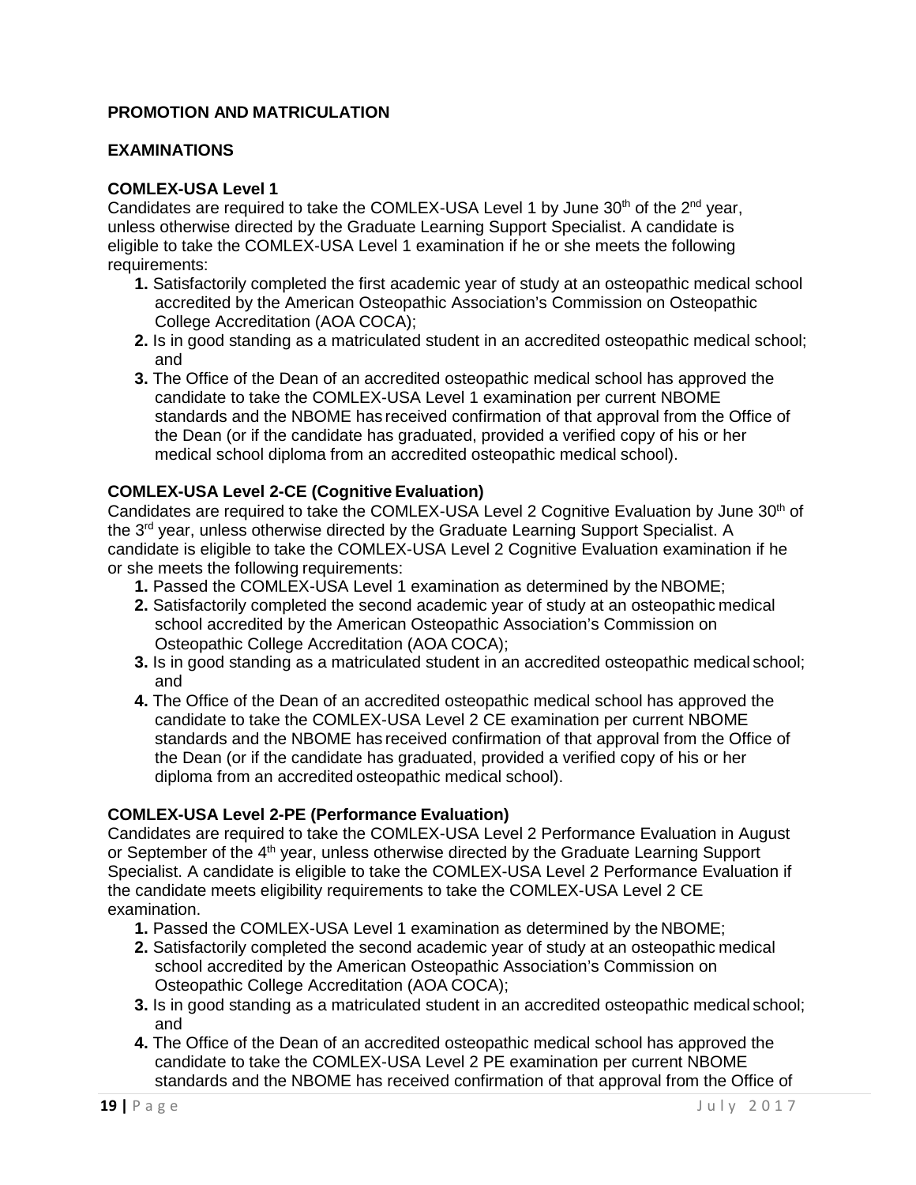## PROMOTION AND MATRICULATION

### EXAMINATIONS

#### COMLEX-USA Level 1

Candidates are required to take the COMLEX-USA Level 1 by June 30th of the 2nd year, unless otherwise directed by the Graduate Learning Support Specialist. A candidate is eligible to take the COMLEX-USA Level 1 examination if he or she meets the following requirements:

1. Satisfactorily completed the first academic year of study at an osteopathic medical school accredited by the American Osteopathic Association's Commission on Osteopathic College Accreditation (AOA COCA);
2. Is in good standing as a matriculated student in an accredited osteopathic medical school; and
3. The Office of the Dean of an accredited osteopathic medical school has approved the candidate to take the COMLEX-USA Level 1 examination per current NBOME standards and the NBOME has received confirmation of that approval from the Office of the Dean (or if the candidate has graduated, provided a verified copy of his or her medical school diploma from an accredited osteopathic medical school).

#### COMLEX-USA Level 2-CE (Cognitive Evaluation)

Candidates are required to take the COMLEX-USA Level 2 Cognitive Evaluation by June 30th of the 3rd year, unless otherwise directed by the Graduate Learning Support Specialist. A candidate is eligible to take the COMLEX-USA Level 2 Cognitive Evaluation examination if he or she meets the following requirements:

1. Passed the COMLEX-USA Level 1 examination as determined by the NBOME;
2. Satisfactorily completed the second academic year of study at an osteopathic medical school accredited by the American Osteopathic Association's Commission on Osteopathic College Accreditation (AOA COCA);
3. Is in good standing as a matriculated student in an accredited osteopathic medical school; and
4. The Office of the Dean of an accredited osteopathic medical school has approved the candidate to take the COMLEX-USA Level 2 CE examination per current NBOME standards and the NBOME has received confirmation of that approval from the Office of the Dean (or if the candidate has graduated, provided a verified copy of his or her diploma from an accredited osteopathic medical school).

#### COMLEX-USA Level 2-PE (Performance Evaluation)

Candidates are required to take the COMLEX-USA Level 2 Performance Evaluation in August or September of the 4th year, unless otherwise directed by the Graduate Learning Support Specialist. A candidate is eligible to take the COMLEX-USA Level 2 Performance Evaluation if the candidate meets eligibility requirements to take the COMLEX-USA Level 2 CE examination.

1. Passed the COMLEX-USA Level 1 examination as determined by the NBOME;
2. Satisfactorily completed the second academic year of study at an osteopathic medical school accredited by the American Osteopathic Association's Commission on Osteopathic College Accreditation (AOA COCA);
3. Is in good standing as a matriculated student in an accredited osteopathic medical school; and
4. The Office of the Dean of an accredited osteopathic medical school has approved the candidate to take the COMLEX-USA Level 2 PE examination per current NBOME standards and the NBOME has received confirmation of that approval from the Office of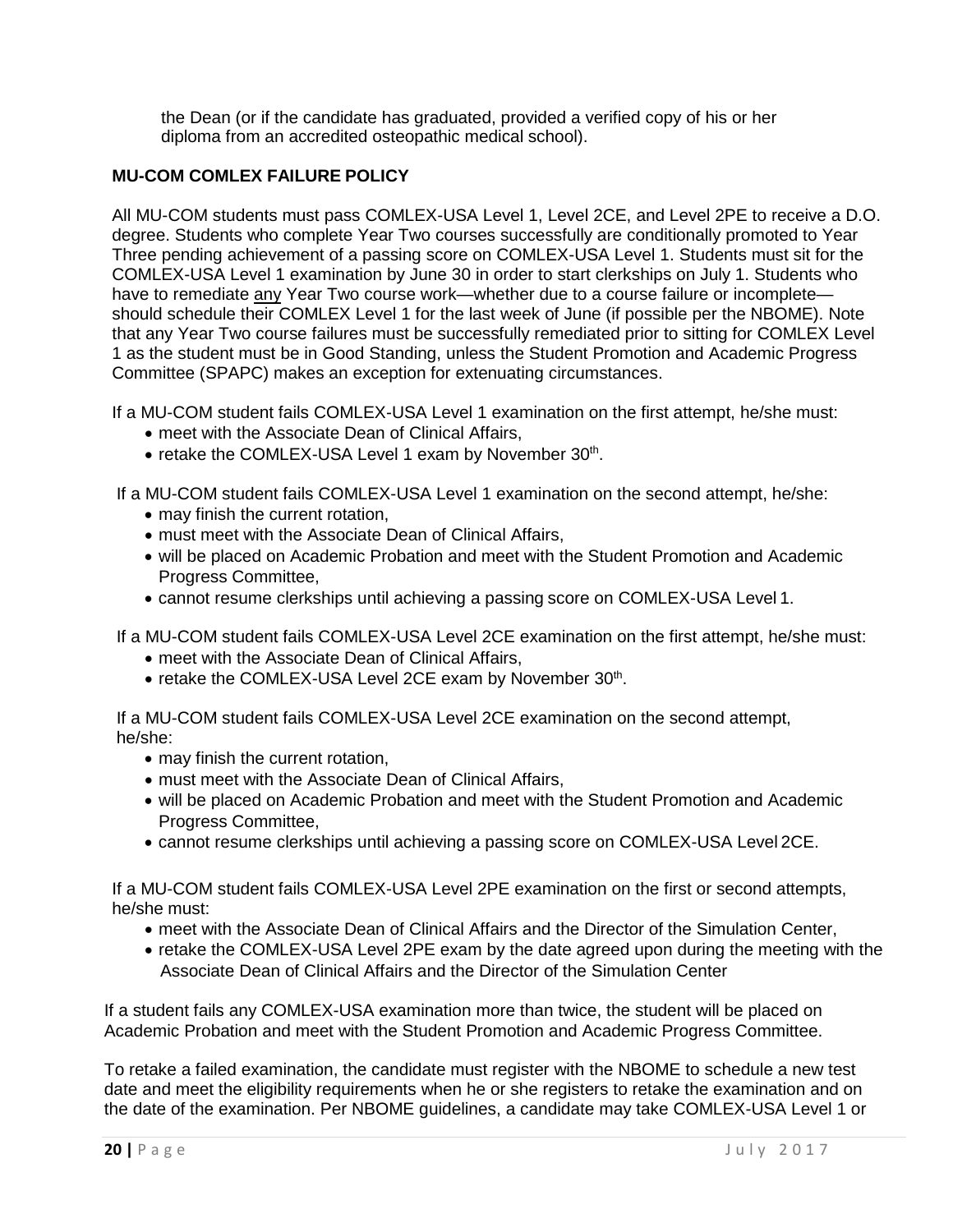the Dean (or if the candidate has graduated, provided a verified copy of his or her diploma from an accredited osteopathic medical school).

**MU-COM COMLEX FAILURE POLICY**

All MU-COM students must pass COMLEX-USA Level 1, Level 2CE, and Level 2PE to receive a D.O. degree. Students who complete Year Two courses successfully are conditionally promoted to Year Three pending achievement of a passing score on COMLEX-USA Level 1. Students must sit for the COMLEX-USA Level 1 examination by June 30 in order to start clerkships on July 1. Students who have to remediate <u>any</u> Year Two course work—whether due to a course failure or incomplete—should schedule their COMLEX Level 1 for the last week of June (if possible per the NBOME). Note that any Year Two course failures must be successfully remediated prior to sitting for COMLEX Level 1 as the student must be in Good Standing, unless the Student Promotion and Academic Progress Committee (SPAPC) makes an exception for extenuating circumstances.

If a MU-COM student fails COMLEX-USA Level 1 examination on the first attempt, he/she must:

- meet with the Associate Dean of Clinical Affairs,
- retake the COMLEX-USA Level 1 exam by November 30th.

If a MU-COM student fails COMLEX-USA Level 1 examination on the second attempt, he/she:

- may finish the current rotation,
- must meet with the Associate Dean of Clinical Affairs,
- will be placed on Academic Probation and meet with the Student Promotion and Academic Progress Committee,
- cannot resume clerkships until achieving a passing score on COMLEX-USA Level 1.

If a MU-COM student fails COMLEX-USA Level 2CE examination on the first attempt, he/she must:

- meet with the Associate Dean of Clinical Affairs,
- retake the COMLEX-USA Level 2CE exam by November 30th.

If a MU-COM student fails COMLEX-USA Level 2CE examination on the second attempt, he/she:

- may finish the current rotation,
- must meet with the Associate Dean of Clinical Affairs,
- will be placed on Academic Probation and meet with the Student Promotion and Academic Progress Committee,
- cannot resume clerkships until achieving a passing score on COMLEX-USA Level 2CE.

If a MU-COM student fails COMLEX-USA Level 2PE examination on the first or second attempts, he/she must:

- meet with the Associate Dean of Clinical Affairs and the Director of the Simulation Center,
- retake the COMLEX-USA Level 2PE exam by the date agreed upon during the meeting with the Associate Dean of Clinical Affairs and the Director of the Simulation Center

If a student fails any COMLEX-USA examination more than twice, the student will be placed on Academic Probation and meet with the Student Promotion and Academic Progress Committee.

To retake a failed examination, the candidate must register with the NBOME to schedule a new test date and meet the eligibility requirements when he or she registers to retake the examination and on the date of the examination. Per NBOME guidelines, a candidate may take COMLEX-USA Level 1 or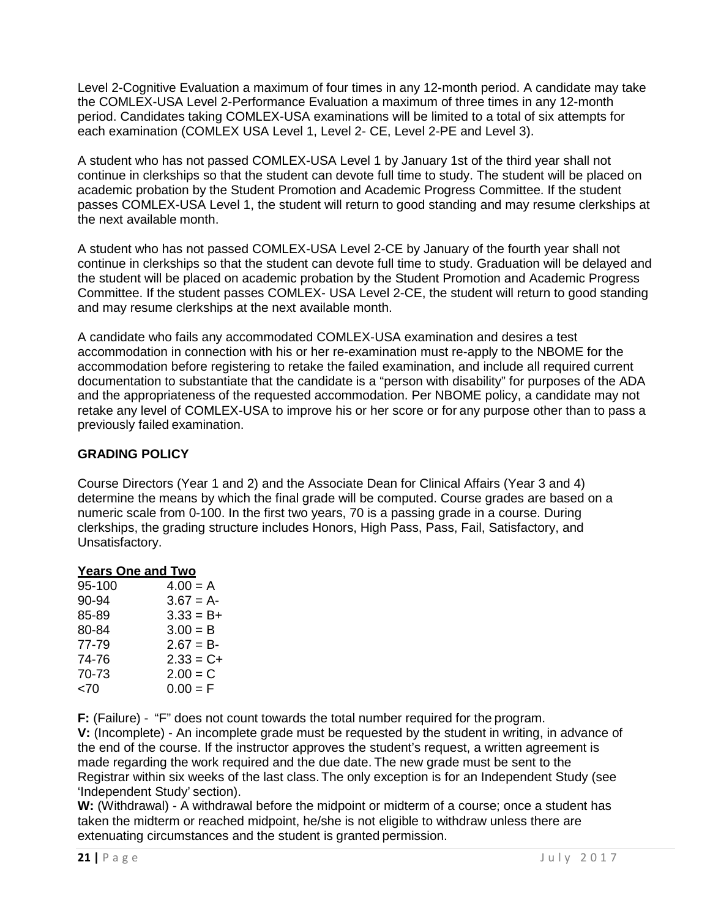Level 2-Cognitive Evaluation a maximum of four times in any 12-month period. A candidate may take the COMLEX-USA Level 2-Performance Evaluation a maximum of three times in any 12-month period. Candidates taking COMLEX-USA examinations will be limited to a total of six attempts for each examination (COMLEX USA Level 1, Level 2- CE, Level 2-PE and Level 3).

A student who has not passed COMLEX-USA Level 1 by January 1st of the third year shall not continue in clerkships so that the student can devote full time to study. The student will be placed on academic probation by the Student Promotion and Academic Progress Committee. If the student passes COMLEX-USA Level 1, the student will return to good standing and may resume clerkships at the next available month.

A student who has not passed COMLEX-USA Level 2-CE by January of the fourth year shall not continue in clerkships so that the student can devote full time to study. Graduation will be delayed and the student will be placed on academic probation by the Student Promotion and Academic Progress Committee. If the student passes COMLEX- USA Level 2-CE, the student will return to good standing and may resume clerkships at the next available month.

A candidate who fails any accommodated COMLEX-USA examination and desires a test accommodation in connection with his or her re-examination must re-apply to the NBOME for the accommodation before registering to retake the failed examination, and include all required current documentation to substantiate that the candidate is a "person with disability" for purposes of the ADA and the appropriateness of the requested accommodation. Per NBOME policy, a candidate may not retake any level of COMLEX-USA to improve his or her score or for any purpose other than to pass a previously failed examination.

## GRADING POLICY

Course Directors (Year 1 and 2) and the Associate Dean for Clinical Affairs (Year 3 and 4) determine the means by which the final grade will be computed. Course grades are based on a numeric scale from 0-100. In the first two years, 70 is a passing grade in a course. During clerkships, the grading structure includes Honors, High Pass, Pass, Fail, Satisfactory, and Unsatisfactory.

**Years One and Two**

| | |
|---|---|
| 95-100 | 4.00 = A |
| 90-94 | 3.67 = A- |
| 85-89 | 3.33 = B+ |
| 80-84 | 3.00 = B |
| 77-79 | 2.67 = B- |
| 74-76 | 2.33 = C+ |
| 70-73 | 2.00 = C |
| <70 | 0.00 = F |

**F:** (Failure) - "F" does not count towards the total number required for the program.
**V:** (Incomplete) - An incomplete grade must be requested by the student in writing, in advance of the end of the course. If the instructor approves the student's request, a written agreement is made regarding the work required and the due date. The new grade must be sent to the Registrar within six weeks of the last class. The only exception is for an Independent Study (see 'Independent Study' section).
**W:** (Withdrawal) - A withdrawal before the midpoint or midterm of a course; once a student has taken the midterm or reached midpoint, he/she is not eligible to withdraw unless there are extenuating circumstances and the student is granted permission.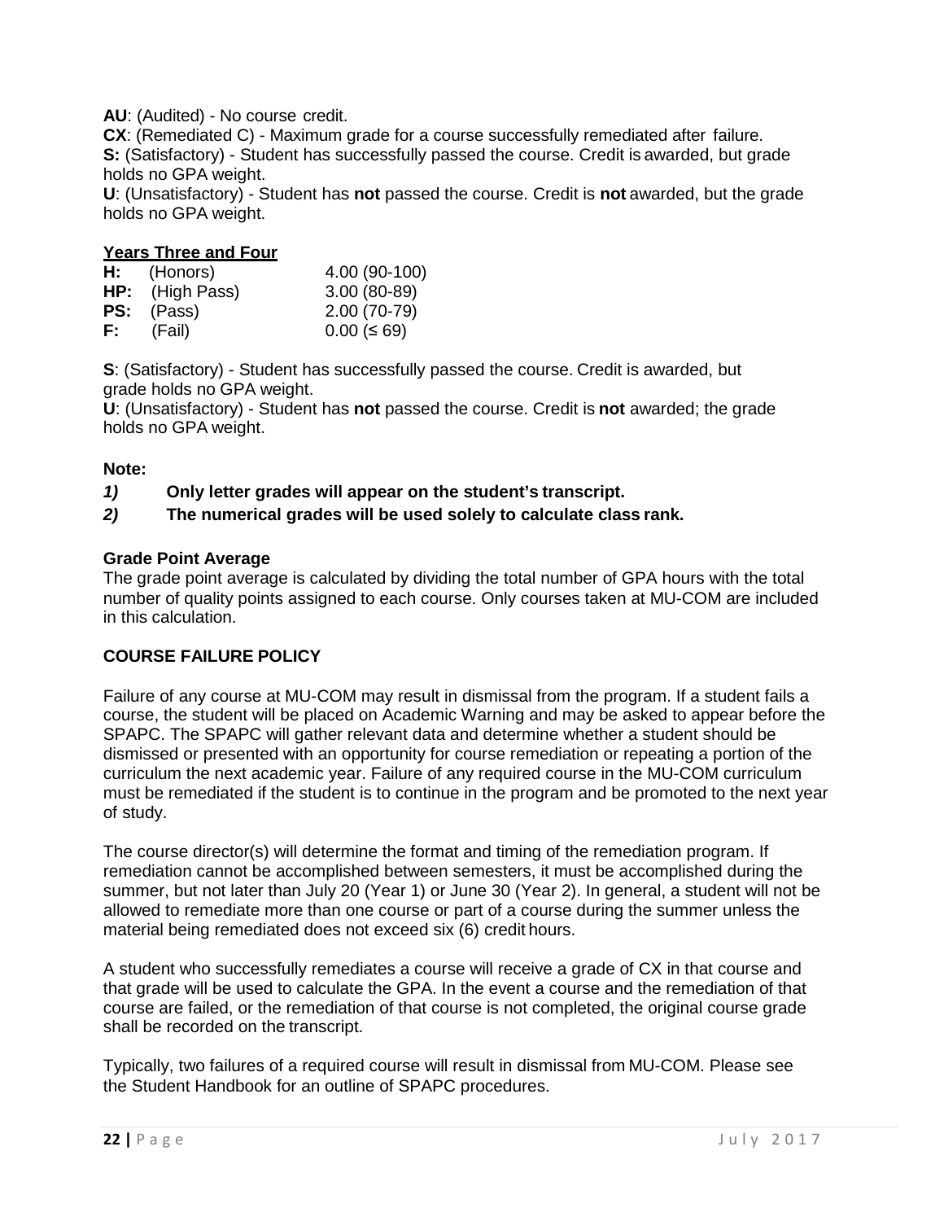**AU**: (Audited) - No course credit.

**CX**: (Remediated C) - Maximum grade for a course successfully remediated after failure.

**S:** (Satisfactory) - Student has successfully passed the course. Credit is awarded, but grade holds no GPA weight.

**U**: (Unsatisfactory) - Student has **not** passed the course. Credit is **not** awarded, but the grade holds no GPA weight.

**Years Three and Four**

| | | |
|---|---|---|
| **H:** | (Honors) | 4.00 (90-100) |
| **HP:** | (High Pass) | 3.00 (80-89) |
| **PS:** | (Pass) | 2.00 (70-79) |
| **F:** | (Fail) | 0.00 (≤ 69) |

**S**: (Satisfactory) - Student has successfully passed the course. Credit is awarded, but grade holds no GPA weight.

**U**: (Unsatisfactory) - Student has **not** passed the course. Credit is **not** awarded; the grade holds no GPA weight.

**Note:**

***1)*** **Only letter grades will appear on the student's transcript.**

***2)*** **The numerical grades will be used solely to calculate class rank.**

**Grade Point Average**

The grade point average is calculated by dividing the total number of GPA hours with the total number of quality points assigned to each course. Only courses taken at MU-COM are included in this calculation.

**COURSE FAILURE POLICY**

Failure of any course at MU-COM may result in dismissal from the program. If a student fails a course, the student will be placed on Academic Warning and may be asked to appear before the SPAPC. The SPAPC will gather relevant data and determine whether a student should be dismissed or presented with an opportunity for course remediation or repeating a portion of the curriculum the next academic year. Failure of any required course in the MU-COM curriculum must be remediated if the student is to continue in the program and be promoted to the next year of study.

The course director(s) will determine the format and timing of the remediation program. If remediation cannot be accomplished between semesters, it must be accomplished during the summer, but not later than July 20 (Year 1) or June 30 (Year 2). In general, a student will not be allowed to remediate more than one course or part of a course during the summer unless the material being remediated does not exceed six (6) credit hours.

A student who successfully remediates a course will receive a grade of CX in that course and that grade will be used to calculate the GPA. In the event a course and the remediation of that course are failed, or the remediation of that course is not completed, the original course grade shall be recorded on the transcript.

Typically, two failures of a required course will result in dismissal from MU-COM. Please see the Student Handbook for an outline of SPAPC procedures.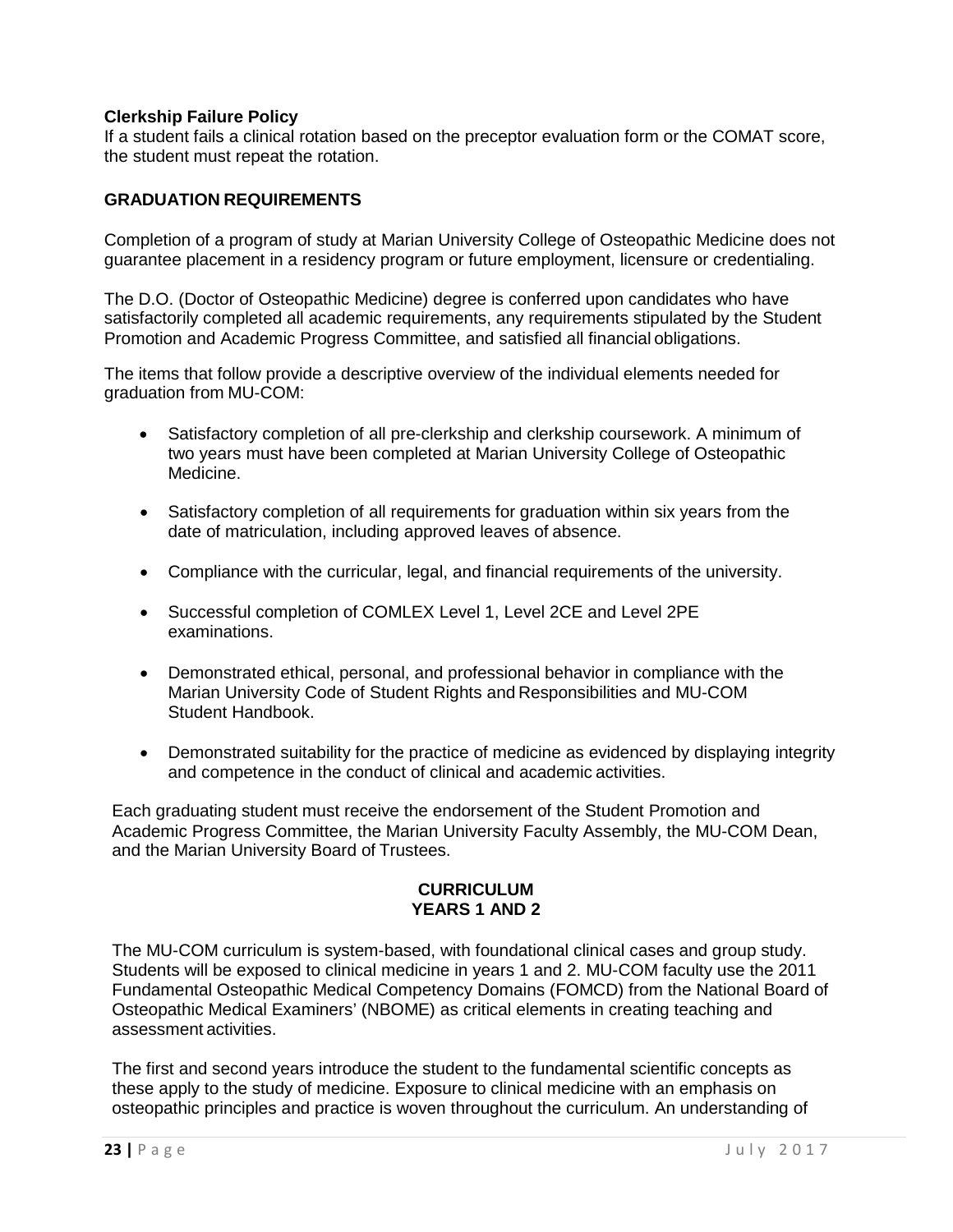**Clerkship Failure Policy**
If a student fails a clinical rotation based on the preceptor evaluation form or the COMAT score, the student must repeat the rotation.

## GRADUATION REQUIREMENTS

Completion of a program of study at Marian University College of Osteopathic Medicine does not guarantee placement in a residency program or future employment, licensure or credentialing.

The D.O. (Doctor of Osteopathic Medicine) degree is conferred upon candidates who have satisfactorily completed all academic requirements, any requirements stipulated by the Student Promotion and Academic Progress Committee, and satisfied all financial obligations.

The items that follow provide a descriptive overview of the individual elements needed for graduation from MU-COM:

- Satisfactory completion of all pre-clerkship and clerkship coursework. A minimum of two years must have been completed at Marian University College of Osteopathic Medicine.
- Satisfactory completion of all requirements for graduation within six years from the date of matriculation, including approved leaves of absence.
- Compliance with the curricular, legal, and financial requirements of the university.
- Successful completion of COMLEX Level 1, Level 2CE and Level 2PE examinations.
- Demonstrated ethical, personal, and professional behavior in compliance with the Marian University Code of Student Rights and Responsibilities and MU-COM Student Handbook.
- Demonstrated suitability for the practice of medicine as evidenced by displaying integrity and competence in the conduct of clinical and academic activities.

Each graduating student must receive the endorsement of the Student Promotion and Academic Progress Committee, the Marian University Faculty Assembly, the MU-COM Dean, and the Marian University Board of Trustees.

## CURRICULUM
### YEARS 1 AND 2

The MU-COM curriculum is system-based, with foundational clinical cases and group study. Students will be exposed to clinical medicine in years 1 and 2. MU-COM faculty use the 2011 Fundamental Osteopathic Medical Competency Domains (FOMCD) from the National Board of Osteopathic Medical Examiners' (NBOME) as critical elements in creating teaching and assessment activities.

The first and second years introduce the student to the fundamental scientific concepts as these apply to the study of medicine. Exposure to clinical medicine with an emphasis on osteopathic principles and practice is woven throughout the curriculum. An understanding of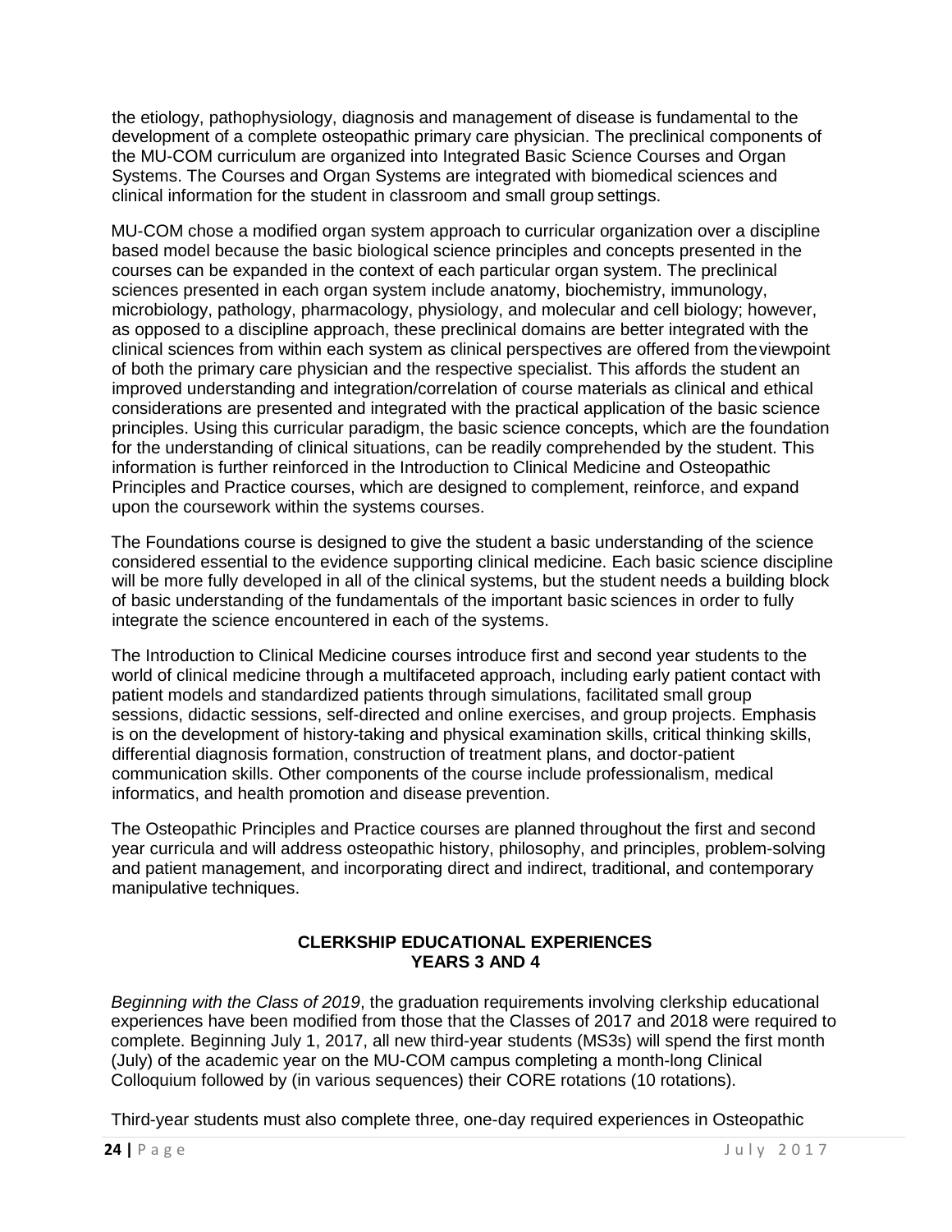the etiology, pathophysiology, diagnosis and management of disease is fundamental to the development of a complete osteopathic primary care physician. The preclinical components of the MU-COM curriculum are organized into Integrated Basic Science Courses and Organ Systems. The Courses and Organ Systems are integrated with biomedical sciences and clinical information for the student in classroom and small group settings.

MU-COM chose a modified organ system approach to curricular organization over a discipline based model because the basic biological science principles and concepts presented in the courses can be expanded in the context of each particular organ system. The preclinical sciences presented in each organ system include anatomy, biochemistry, immunology, microbiology, pathology, pharmacology, physiology, and molecular and cell biology; however, as opposed to a discipline approach, these preclinical domains are better integrated with the clinical sciences from within each system as clinical perspectives are offered from the viewpoint of both the primary care physician and the respective specialist. This affords the student an improved understanding and integration/correlation of course materials as clinical and ethical considerations are presented and integrated with the practical application of the basic science principles. Using this curricular paradigm, the basic science concepts, which are the foundation for the understanding of clinical situations, can be readily comprehended by the student. This information is further reinforced in the Introduction to Clinical Medicine and Osteopathic Principles and Practice courses, which are designed to complement, reinforce, and expand upon the coursework within the systems courses.

The Foundations course is designed to give the student a basic understanding of the science considered essential to the evidence supporting clinical medicine. Each basic science discipline will be more fully developed in all of the clinical systems, but the student needs a building block of basic understanding of the fundamentals of the important basic sciences in order to fully integrate the science encountered in each of the systems.

The Introduction to Clinical Medicine courses introduce first and second year students to the world of clinical medicine through a multifaceted approach, including early patient contact with patient models and standardized patients through simulations, facilitated small group sessions, didactic sessions, self-directed and online exercises, and group projects. Emphasis is on the development of history-taking and physical examination skills, critical thinking skills, differential diagnosis formation, construction of treatment plans, and doctor-patient communication skills. Other components of the course include professionalism, medical informatics, and health promotion and disease prevention.

The Osteopathic Principles and Practice courses are planned throughout the first and second year curricula and will address osteopathic history, philosophy, and principles, problem-solving and patient management, and incorporating direct and indirect, traditional, and contemporary manipulative techniques.

## CLERKSHIP EDUCATIONAL EXPERIENCES YEARS 3 AND 4

*Beginning with the Class of 2019*, the graduation requirements involving clerkship educational experiences have been modified from those that the Classes of 2017 and 2018 were required to complete. Beginning July 1, 2017, all new third-year students (MS3s) will spend the first month (July) of the academic year on the MU-COM campus completing a month-long Clinical Colloquium followed by (in various sequences) their CORE rotations (10 rotations).

Third-year students must also complete three, one-day required experiences in Osteopathic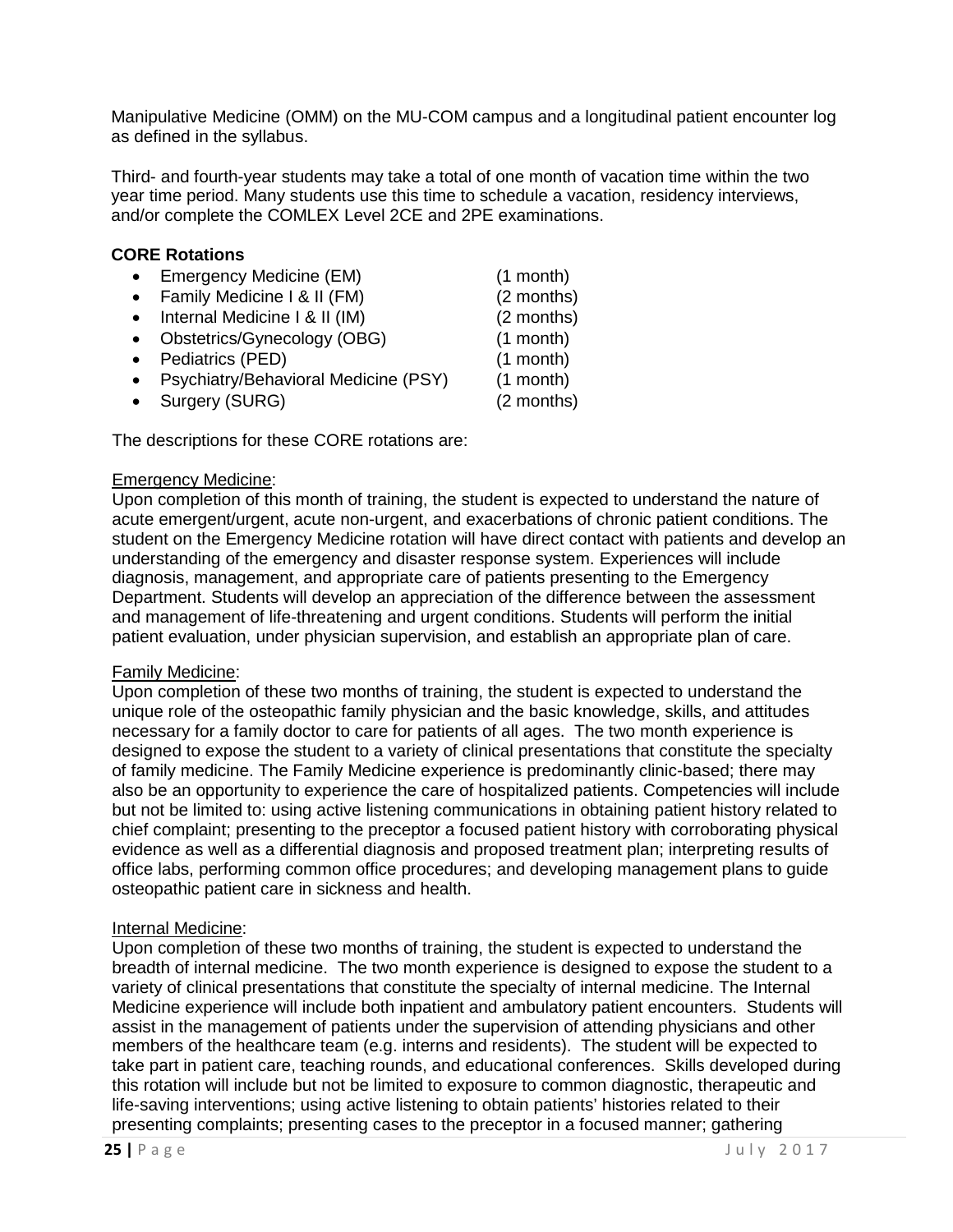Manipulative Medicine (OMM) on the MU-COM campus and a longitudinal patient encounter log as defined in the syllabus.

Third- and fourth-year students may take a total of one month of vacation time within the two year time period. Many students use this time to schedule a vacation, residency interviews, and/or complete the COMLEX Level 2CE and 2PE examinations.

**CORE Rotations**

- Emergency Medicine (EM) (1 month)
- Family Medicine I & II (FM) (2 months)
- Internal Medicine I & II (IM) (2 months)
- Obstetrics/Gynecology (OBG) (1 month)
- Pediatrics (PED) (1 month)
- Psychiatry/Behavioral Medicine (PSY) (1 month)
- Surgery (SURG) (2 months)

The descriptions for these CORE rotations are:

Emergency Medicine:
Upon completion of this month of training, the student is expected to understand the nature of acute emergent/urgent, acute non-urgent, and exacerbations of chronic patient conditions. The student on the Emergency Medicine rotation will have direct contact with patients and develop an understanding of the emergency and disaster response system. Experiences will include diagnosis, management, and appropriate care of patients presenting to the Emergency Department. Students will develop an appreciation of the difference between the assessment and management of life-threatening and urgent conditions. Students will perform the initial patient evaluation, under physician supervision, and establish an appropriate plan of care.

Family Medicine:
Upon completion of these two months of training, the student is expected to understand the unique role of the osteopathic family physician and the basic knowledge, skills, and attitudes necessary for a family doctor to care for patients of all ages. The two month experience is designed to expose the student to a variety of clinical presentations that constitute the specialty of family medicine. The Family Medicine experience is predominantly clinic-based; there may also be an opportunity to experience the care of hospitalized patients. Competencies will include but not be limited to: using active listening communications in obtaining patient history related to chief complaint; presenting to the preceptor a focused patient history with corroborating physical evidence as well as a differential diagnosis and proposed treatment plan; interpreting results of office labs, performing common office procedures; and developing management plans to guide osteopathic patient care in sickness and health.

Internal Medicine:
Upon completion of these two months of training, the student is expected to understand the breadth of internal medicine. The two month experience is designed to expose the student to a variety of clinical presentations that constitute the specialty of internal medicine. The Internal Medicine experience will include both inpatient and ambulatory patient encounters. Students will assist in the management of patients under the supervision of attending physicians and other members of the healthcare team (e.g. interns and residents). The student will be expected to take part in patient care, teaching rounds, and educational conferences. Skills developed during this rotation will include but not be limited to exposure to common diagnostic, therapeutic and life-saving interventions; using active listening to obtain patients' histories related to their presenting complaints; presenting cases to the preceptor in a focused manner; gathering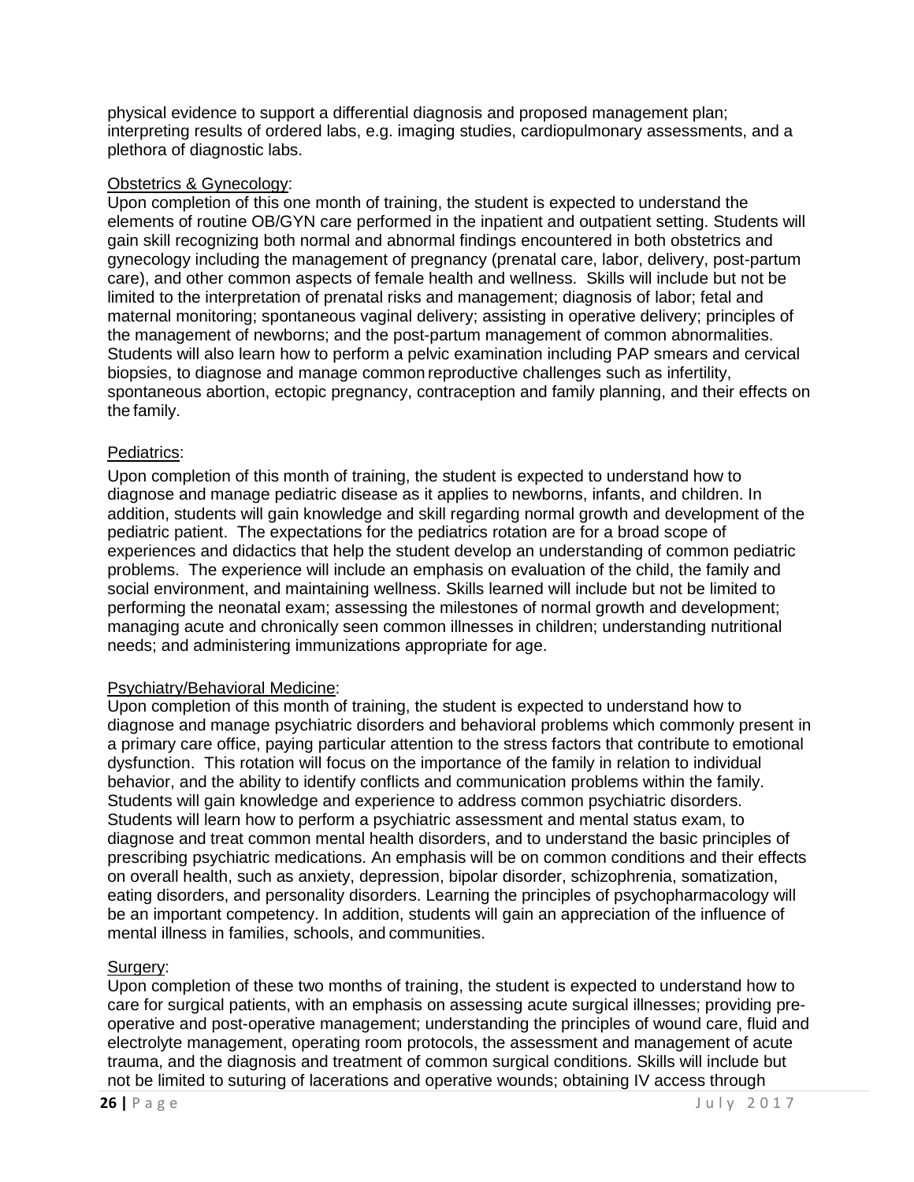physical evidence to support a differential diagnosis and proposed management plan; interpreting results of ordered labs, e.g. imaging studies, cardiopulmonary assessments, and a plethora of diagnostic labs.

Obstetrics & Gynecology:

Upon completion of this one month of training, the student is expected to understand the elements of routine OB/GYN care performed in the inpatient and outpatient setting. Students will gain skill recognizing both normal and abnormal findings encountered in both obstetrics and gynecology including the management of pregnancy (prenatal care, labor, delivery, post-partum care), and other common aspects of female health and wellness. Skills will include but not be limited to the interpretation of prenatal risks and management; diagnosis of labor; fetal and maternal monitoring; spontaneous vaginal delivery; assisting in operative delivery; principles of the management of newborns; and the post-partum management of common abnormalities. Students will also learn how to perform a pelvic examination including PAP smears and cervical biopsies, to diagnose and manage common reproductive challenges such as infertility, spontaneous abortion, ectopic pregnancy, contraception and family planning, and their effects on the family.

Pediatrics:

Upon completion of this month of training, the student is expected to understand how to diagnose and manage pediatric disease as it applies to newborns, infants, and children. In addition, students will gain knowledge and skill regarding normal growth and development of the pediatric patient. The expectations for the pediatrics rotation are for a broad scope of experiences and didactics that help the student develop an understanding of common pediatric problems. The experience will include an emphasis on evaluation of the child, the family and social environment, and maintaining wellness. Skills learned will include but not be limited to performing the neonatal exam; assessing the milestones of normal growth and development; managing acute and chronically seen common illnesses in children; understanding nutritional needs; and administering immunizations appropriate for age.

Psychiatry/Behavioral Medicine:

Upon completion of this month of training, the student is expected to understand how to diagnose and manage psychiatric disorders and behavioral problems which commonly present in a primary care office, paying particular attention to the stress factors that contribute to emotional dysfunction. This rotation will focus on the importance of the family in relation to individual behavior, and the ability to identify conflicts and communication problems within the family. Students will gain knowledge and experience to address common psychiatric disorders. Students will learn how to perform a psychiatric assessment and mental status exam, to diagnose and treat common mental health disorders, and to understand the basic principles of prescribing psychiatric medications. An emphasis will be on common conditions and their effects on overall health, such as anxiety, depression, bipolar disorder, schizophrenia, somatization, eating disorders, and personality disorders. Learning the principles of psychopharmacology will be an important competency. In addition, students will gain an appreciation of the influence of mental illness in families, schools, and communities.

Surgery:

Upon completion of these two months of training, the student is expected to understand how to care for surgical patients, with an emphasis on assessing acute surgical illnesses; providing pre-operative and post-operative management; understanding the principles of wound care, fluid and electrolyte management, operating room protocols, the assessment and management of acute trauma, and the diagnosis and treatment of common surgical conditions. Skills will include but not be limited to suturing of lacerations and operative wounds; obtaining IV access through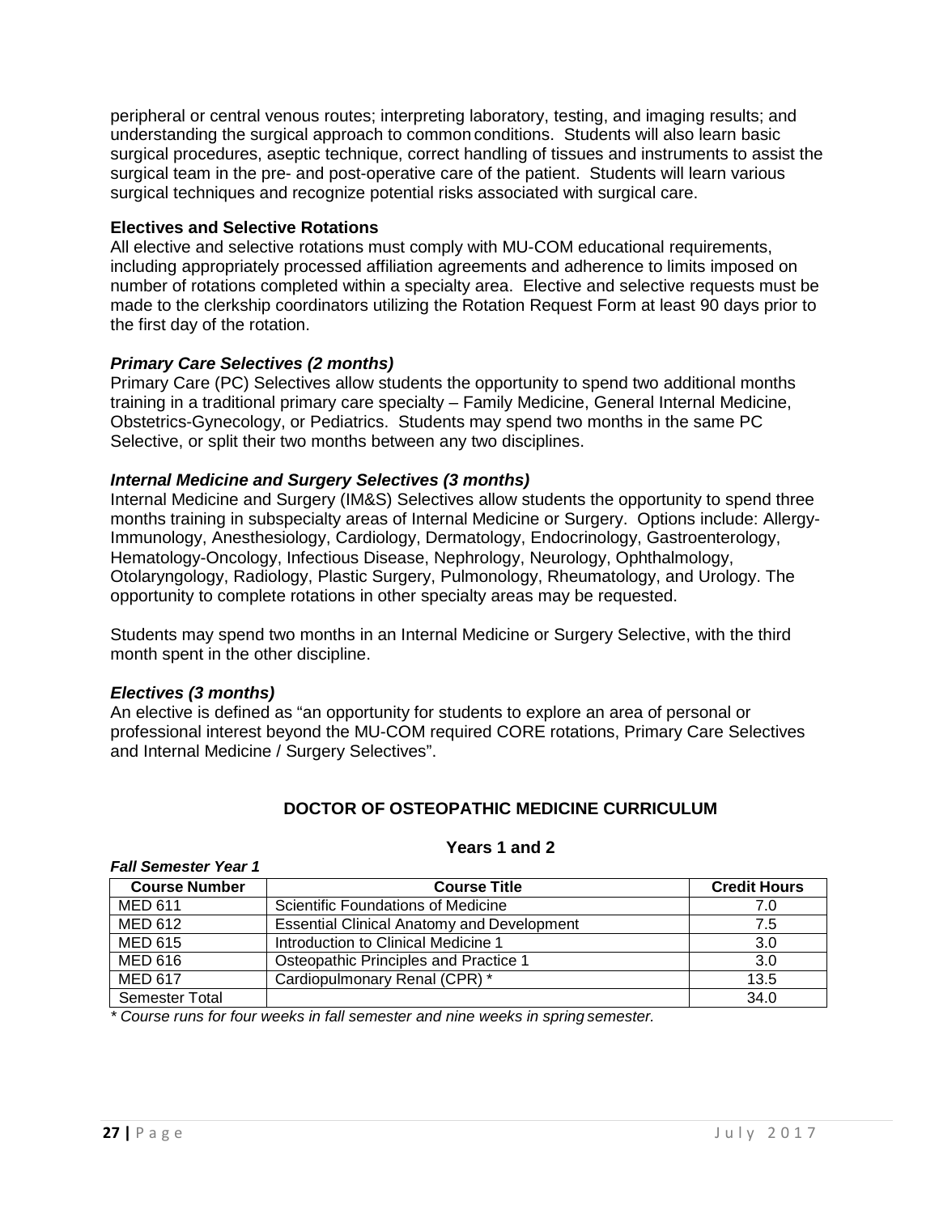peripheral or central venous routes; interpreting laboratory, testing, and imaging results; and understanding the surgical approach to common conditions. Students will also learn basic surgical procedures, aseptic technique, correct handling of tissues and instruments to assist the surgical team in the pre- and post-operative care of the patient. Students will learn various surgical techniques and recognize potential risks associated with surgical care.

**Electives and Selective Rotations**

All elective and selective rotations must comply with MU-COM educational requirements, including appropriately processed affiliation agreements and adherence to limits imposed on number of rotations completed within a specialty area. Elective and selective requests must be made to the clerkship coordinators utilizing the Rotation Request Form at least 90 days prior to the first day of the rotation.

***Primary Care Selectives (2 months)***

Primary Care (PC) Selectives allow students the opportunity to spend two additional months training in a traditional primary care specialty – Family Medicine, General Internal Medicine, Obstetrics-Gynecology, or Pediatrics. Students may spend two months in the same PC Selective, or split their two months between any two disciplines.

***Internal Medicine and Surgery Selectives (3 months)***

Internal Medicine and Surgery (IM&S) Selectives allow students the opportunity to spend three months training in subspecialty areas of Internal Medicine or Surgery. Options include: Allergy-Immunology, Anesthesiology, Cardiology, Dermatology, Endocrinology, Gastroenterology, Hematology-Oncology, Infectious Disease, Nephrology, Neurology, Ophthalmology, Otolaryngology, Radiology, Plastic Surgery, Pulmonology, Rheumatology, and Urology. The opportunity to complete rotations in other specialty areas may be requested.

Students may spend two months in an Internal Medicine or Surgery Selective, with the third month spent in the other discipline.

***Electives (3 months)***

An elective is defined as "an opportunity for students to explore an area of personal or professional interest beyond the MU-COM required CORE rotations, Primary Care Selectives and Internal Medicine / Surgery Selectives".

## DOCTOR OF OSTEOPATHIC MEDICINE CURRICULUM

### Years 1 and 2

***Fall Semester Year 1***

| Course Number | Course Title | Credit Hours |
|---|---|---|
| MED 611 | Scientific Foundations of Medicine | 7.0 |
| MED 612 | Essential Clinical Anatomy and Development | 7.5 |
| MED 615 | Introduction to Clinical Medicine 1 | 3.0 |
| MED 616 | Osteopathic Principles and Practice 1 | 3.0 |
| MED 617 | Cardiopulmonary Renal (CPR) * | 13.5 |
| Semester Total | | 34.0 |

*\* Course runs for four weeks in fall semester and nine weeks in spring semester.*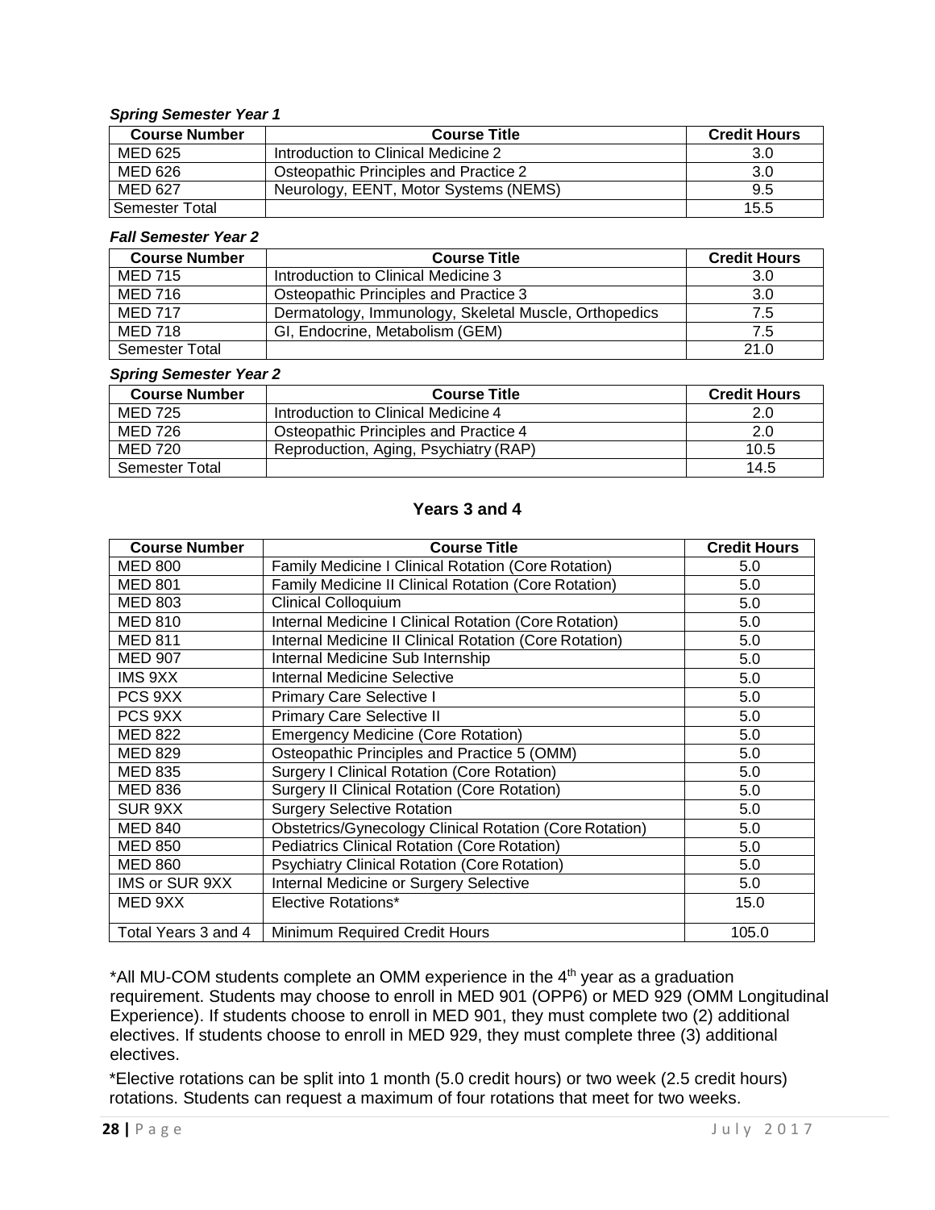***Spring Semester Year 1***

| Course Number | Course Title | Credit Hours |
|---|---|---|
| MED 625 | Introduction to Clinical Medicine 2 | 3.0 |
| MED 626 | Osteopathic Principles and Practice 2 | 3.0 |
| MED 627 | Neurology, EENT, Motor Systems (NEMS) | 9.5 |
| Semester Total | | 15.5 |

***Fall Semester Year 2***

| Course Number | Course Title | Credit Hours |
|---|---|---|
| MED 715 | Introduction to Clinical Medicine 3 | 3.0 |
| MED 716 | Osteopathic Principles and Practice 3 | 3.0 |
| MED 717 | Dermatology, Immunology, Skeletal Muscle, Orthopedics | 7.5 |
| MED 718 | GI, Endocrine, Metabolism (GEM) | 7.5 |
| Semester Total | | 21.0 |

***Spring Semester Year 2***

| Course Number | Course Title | Credit Hours |
|---|---|---|
| MED 725 | Introduction to Clinical Medicine 4 | 2.0 |
| MED 726 | Osteopathic Principles and Practice 4 | 2.0 |
| MED 720 | Reproduction, Aging, Psychiatry (RAP) | 10.5 |
| Semester Total | | 14.5 |

## Years 3 and 4

| Course Number | Course Title | Credit Hours |
|---|---|---|
| MED 800 | Family Medicine I Clinical Rotation (Core Rotation) | 5.0 |
| MED 801 | Family Medicine II Clinical Rotation (Core Rotation) | 5.0 |
| MED 803 | Clinical Colloquium | 5.0 |
| MED 810 | Internal Medicine I Clinical Rotation (Core Rotation) | 5.0 |
| MED 811 | Internal Medicine II Clinical Rotation (Core Rotation) | 5.0 |
| MED 907 | Internal Medicine Sub Internship | 5.0 |
| IMS 9XX | Internal Medicine Selective | 5.0 |
| PCS 9XX | Primary Care Selective I | 5.0 |
| PCS 9XX | Primary Care Selective II | 5.0 |
| MED 822 | Emergency Medicine (Core Rotation) | 5.0 |
| MED 829 | Osteopathic Principles and Practice 5 (OMM) | 5.0 |
| MED 835 | Surgery I Clinical Rotation (Core Rotation) | 5.0 |
| MED 836 | Surgery II Clinical Rotation (Core Rotation) | 5.0 |
| SUR 9XX | Surgery Selective Rotation | 5.0 |
| MED 840 | Obstetrics/Gynecology Clinical Rotation (Core Rotation) | 5.0 |
| MED 850 | Pediatrics Clinical Rotation (Core Rotation) | 5.0 |
| MED 860 | Psychiatry Clinical Rotation (Core Rotation) | 5.0 |
| IMS or SUR 9XX | Internal Medicine or Surgery Selective | 5.0 |
| MED 9XX | Elective Rotations* | 15.0 |
| Total Years 3 and 4 | Minimum Required Credit Hours | 105.0 |

*All MU-COM students complete an OMM experience in the 4th year as a graduation requirement. Students may choose to enroll in MED 901 (OPP6) or MED 929 (OMM Longitudinal Experience). If students choose to enroll in MED 901, they must complete two (2) additional electives. If students choose to enroll in MED 929, they must complete three (3) additional electives.

*Elective rotations can be split into 1 month (5.0 credit hours) or two week (2.5 credit hours) rotations. Students can request a maximum of four rotations that meet for two weeks.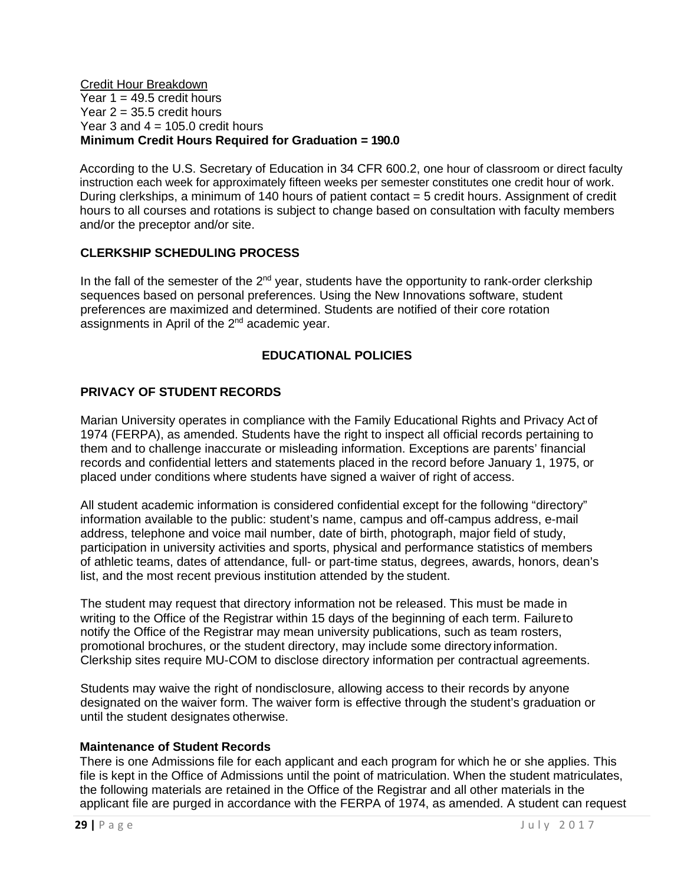Credit Hour Breakdown

Year 1 = 49.5 credit hours
Year 2 = 35.5 credit hours
Year 3 and 4 = 105.0 credit hours
**Minimum Credit Hours Required for Graduation = 190.0**

According to the U.S. Secretary of Education in 34 CFR 600.2, one hour of classroom or direct faculty instruction each week for approximately fifteen weeks per semester constitutes one credit hour of work. During clerkships, a minimum of 140 hours of patient contact = 5 credit hours. Assignment of credit hours to all courses and rotations is subject to change based on consultation with faculty members and/or the preceptor and/or site.

## CLERKSHIP SCHEDULING PROCESS

In the fall of the semester of the 2nd year, students have the opportunity to rank-order clerkship sequences based on personal preferences. Using the New Innovations software, student preferences are maximized and determined. Students are notified of their core rotation assignments in April of the 2nd academic year.

# EDUCATIONAL POLICIES

## PRIVACY OF STUDENT RECORDS

Marian University operates in compliance with the Family Educational Rights and Privacy Act of 1974 (FERPA), as amended. Students have the right to inspect all official records pertaining to them and to challenge inaccurate or misleading information. Exceptions are parents' financial records and confidential letters and statements placed in the record before January 1, 1975, or placed under conditions where students have signed a waiver of right of access.

All student academic information is considered confidential except for the following "directory" information available to the public: student's name, campus and off-campus address, e-mail address, telephone and voice mail number, date of birth, photograph, major field of study, participation in university activities and sports, physical and performance statistics of members of athletic teams, dates of attendance, full- or part-time status, degrees, awards, honors, dean's list, and the most recent previous institution attended by the student.

The student may request that directory information not be released. This must be made in writing to the Office of the Registrar within 15 days of the beginning of each term. Failure to notify the Office of the Registrar may mean university publications, such as team rosters, promotional brochures, or the student directory, may include some directory information. Clerkship sites require MU-COM to disclose directory information per contractual agreements.

Students may waive the right of nondisclosure, allowing access to their records by anyone designated on the waiver form. The waiver form is effective through the student's graduation or until the student designates otherwise.

### Maintenance of Student Records

There is one Admissions file for each applicant and each program for which he or she applies. This file is kept in the Office of Admissions until the point of matriculation. When the student matriculates, the following materials are retained in the Office of the Registrar and all other materials in the applicant file are purged in accordance with the FERPA of 1974, as amended. A student can request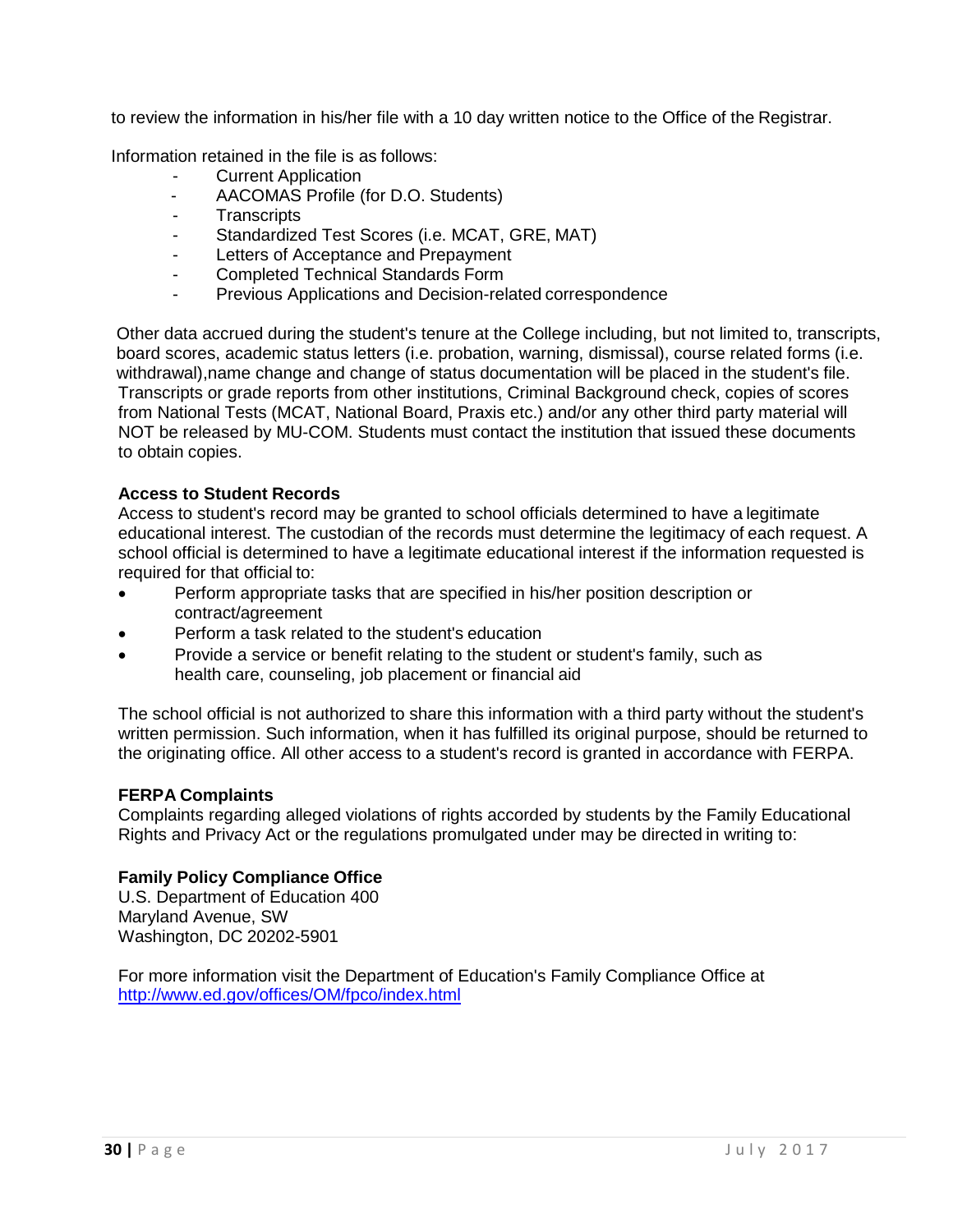to review the information in his/her file with a 10 day written notice to the Office of the Registrar.

Information retained in the file is as follows:

- Current Application
- AACOMAS Profile (for D.O. Students)
- Transcripts
- Standardized Test Scores (i.e. MCAT, GRE, MAT)
- Letters of Acceptance and Prepayment
- Completed Technical Standards Form
- Previous Applications and Decision-related correspondence

Other data accrued during the student's tenure at the College including, but not limited to, transcripts, board scores, academic status letters (i.e. probation, warning, dismissal), course related forms (i.e. withdrawal),name change and change of status documentation will be placed in the student's file. Transcripts or grade reports from other institutions, Criminal Background check, copies of scores from National Tests (MCAT, National Board, Praxis etc.) and/or any other third party material will NOT be released by MU-COM. Students must contact the institution that issued these documents to obtain copies.

**Access to Student Records**

Access to student's record may be granted to school officials determined to have a legitimate educational interest. The custodian of the records must determine the legitimacy of each request. A school official is determined to have a legitimate educational interest if the information requested is required for that official to:

- Perform appropriate tasks that are specified in his/her position description or contract/agreement
- Perform a task related to the student's education
- Provide a service or benefit relating to the student or student's family, such as health care, counseling, job placement or financial aid

The school official is not authorized to share this information with a third party without the student's written permission. Such information, when it has fulfilled its original purpose, should be returned to the originating office. All other access to a student's record is granted in accordance with FERPA.

**FERPA Complaints**

Complaints regarding alleged violations of rights accorded by students by the Family Educational Rights and Privacy Act or the regulations promulgated under may be directed in writing to:

**Family Policy Compliance Office**

U.S. Department of Education 400
Maryland Avenue, SW
Washington, DC 20202-5901

For more information visit the Department of Education's Family Compliance Office at [http://www.ed.gov/offices/OM/fpco/index.html](http://www.ed.gov/offices/OM/fpco/index.html)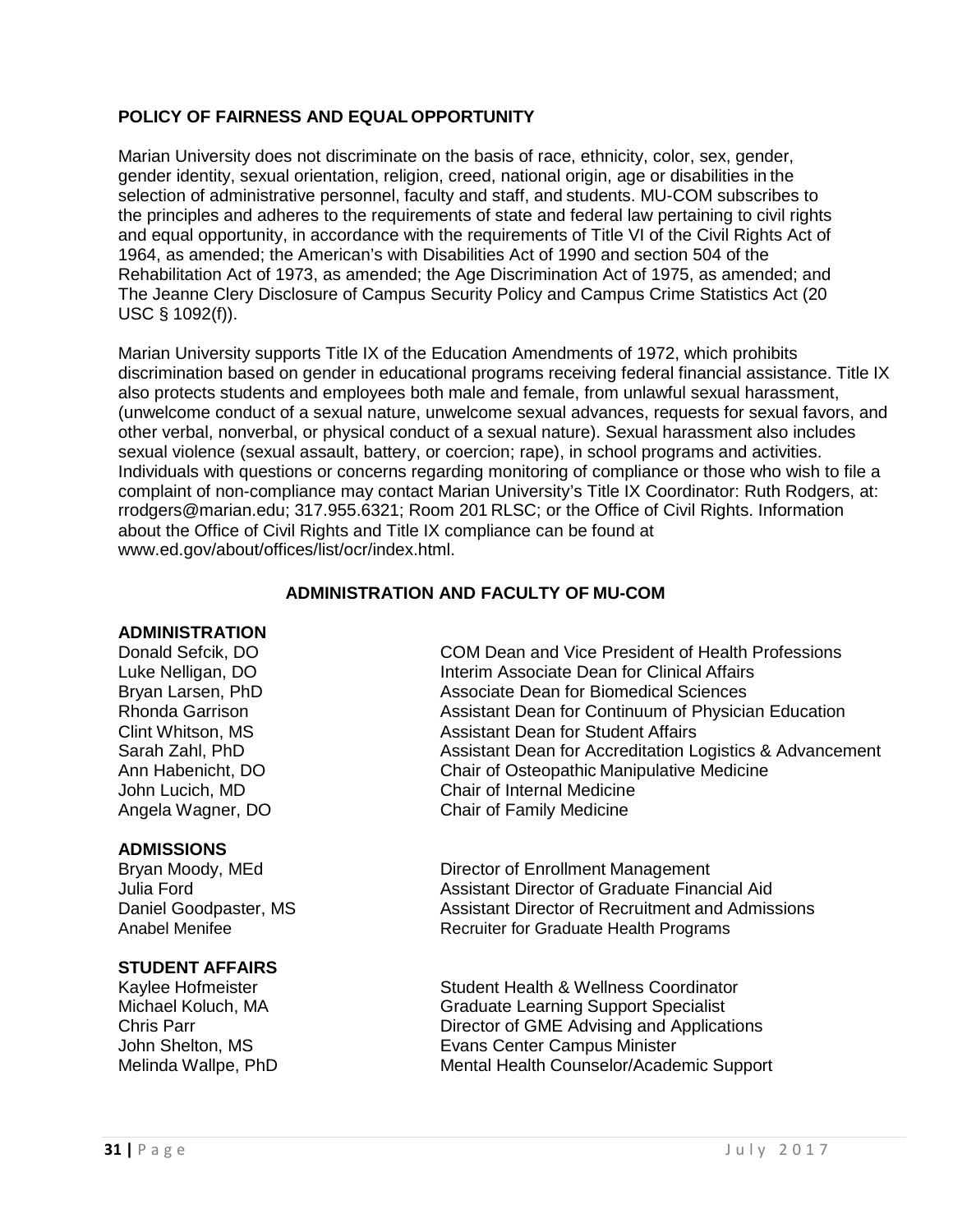## POLICY OF FAIRNESS AND EQUAL OPPORTUNITY

Marian University does not discriminate on the basis of race, ethnicity, color, sex, gender, gender identity, sexual orientation, religion, creed, national origin, age or disabilities in the selection of administrative personnel, faculty and staff, and students. MU-COM subscribes to the principles and adheres to the requirements of state and federal law pertaining to civil rights and equal opportunity, in accordance with the requirements of Title VI of the Civil Rights Act of 1964, as amended; the American's with Disabilities Act of 1990 and section 504 of the Rehabilitation Act of 1973, as amended; the Age Discrimination Act of 1975, as amended; and The Jeanne Clery Disclosure of Campus Security Policy and Campus Crime Statistics Act (20 USC § 1092(f)).

Marian University supports Title IX of the Education Amendments of 1972, which prohibits discrimination based on gender in educational programs receiving federal financial assistance. Title IX also protects students and employees both male and female, from unlawful sexual harassment, (unwelcome conduct of a sexual nature, unwelcome sexual advances, requests for sexual favors, and other verbal, nonverbal, or physical conduct of a sexual nature). Sexual harassment also includes sexual violence (sexual assault, battery, or coercion; rape), in school programs and activities. Individuals with questions or concerns regarding monitoring of compliance or those who wish to file a complaint of non-compliance may contact Marian University's Title IX Coordinator: Ruth Rodgers, at: rrodgers@marian.edu; 317.955.6321; Room 201 RLSC; or the Office of Civil Rights. Information about the Office of Civil Rights and Title IX compliance can be found at www.ed.gov/about/offices/list/ocr/index.html.

## ADMINISTRATION AND FACULTY OF MU-COM

### ADMINISTRATION

| | |
|---|---|
| Donald Sefcik, DO | COM Dean and Vice President of Health Professions |
| Luke Nelligan, DO | Interim Associate Dean for Clinical Affairs |
| Bryan Larsen, PhD | Associate Dean for Biomedical Sciences |
| Rhonda Garrison | Assistant Dean for Continuum of Physician Education |
| Clint Whitson, MS | Assistant Dean for Student Affairs |
| Sarah Zahl, PhD | Assistant Dean for Accreditation Logistics & Advancement |
| Ann Habenicht, DO | Chair of Osteopathic Manipulative Medicine |
| John Lucich, MD | Chair of Internal Medicine |
| Angela Wagner, DO | Chair of Family Medicine |

### ADMISSIONS

| | |
|---|---|
| Bryan Moody, MEd | Director of Enrollment Management |
| Julia Ford | Assistant Director of Graduate Financial Aid |
| Daniel Goodpaster, MS | Assistant Director of Recruitment and Admissions |
| Anabel Menifee | Recruiter for Graduate Health Programs |

### STUDENT AFFAIRS

| | |
|---|---|
| Kaylee Hofmeister | Student Health & Wellness Coordinator |
| Michael Koluch, MA | Graduate Learning Support Specialist |
| Chris Parr | Director of GME Advising and Applications |
| John Shelton, MS | Evans Center Campus Minister |
| Melinda Wallpe, PhD | Mental Health Counselor/Academic Support |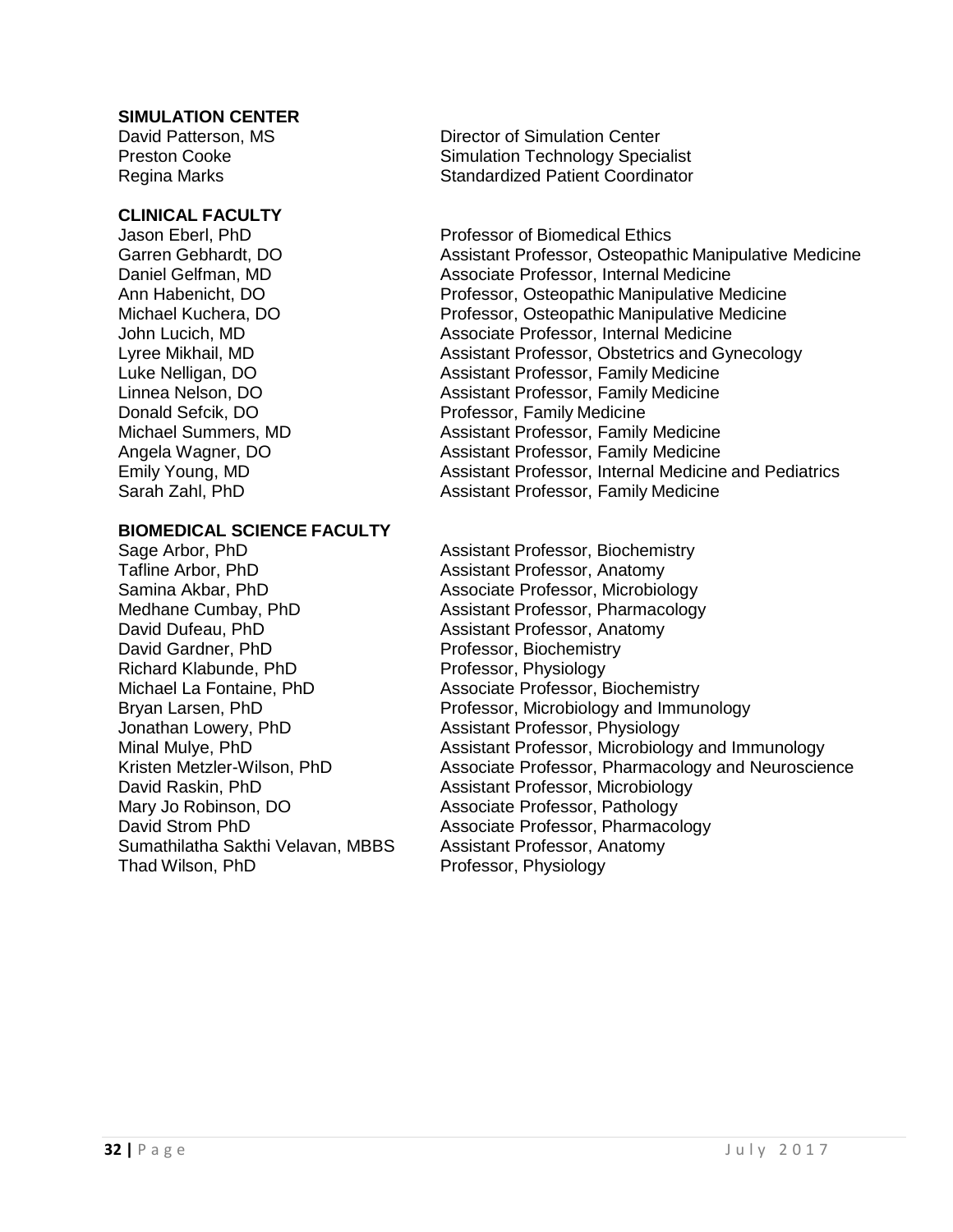**SIMULATION CENTER**

| | |
|---|---|
| David Patterson, MS | Director of Simulation Center |
| Preston Cooke | Simulation Technology Specialist |
| Regina Marks | Standardized Patient Coordinator |

**CLINICAL FACULTY**

| | |
|---|---|
| Jason Eberl, PhD | Professor of Biomedical Ethics |
| Garren Gebhardt, DO | Assistant Professor, Osteopathic Manipulative Medicine |
| Daniel Gelfman, MD | Associate Professor, Internal Medicine |
| Ann Habenicht, DO | Professor, Osteopathic Manipulative Medicine |
| Michael Kuchera, DO | Professor, Osteopathic Manipulative Medicine |
| John Lucich, MD | Associate Professor, Internal Medicine |
| Lyree Mikhail, MD | Assistant Professor, Obstetrics and Gynecology |
| Luke Nelligan, DO | Assistant Professor, Family Medicine |
| Linnea Nelson, DO | Assistant Professor, Family Medicine |
| Donald Sefcik, DO | Professor, Family Medicine |
| Michael Summers, MD | Assistant Professor, Family Medicine |
| Angela Wagner, DO | Assistant Professor, Family Medicine |
| Emily Young, MD | Assistant Professor, Internal Medicine and Pediatrics |
| Sarah Zahl, PhD | Assistant Professor, Family Medicine |

**BIOMEDICAL SCIENCE FACULTY**

| | |
|---|---|
| Sage Arbor, PhD | Assistant Professor, Biochemistry |
| Tafline Arbor, PhD | Assistant Professor, Anatomy |
| Samina Akbar, PhD | Associate Professor, Microbiology |
| Medhane Cumbay, PhD | Assistant Professor, Pharmacology |
| David Dufeau, PhD | Assistant Professor, Anatomy |
| David Gardner, PhD | Professor, Biochemistry |
| Richard Klabunde, PhD | Professor, Physiology |
| Michael La Fontaine, PhD | Associate Professor, Biochemistry |
| Bryan Larsen, PhD | Professor, Microbiology and Immunology |
| Jonathan Lowery, PhD | Assistant Professor, Physiology |
| Minal Mulye, PhD | Assistant Professor, Microbiology and Immunology |
| Kristen Metzler-Wilson, PhD | Associate Professor, Pharmacology and Neuroscience |
| David Raskin, PhD | Assistant Professor, Microbiology |
| Mary Jo Robinson, DO | Associate Professor, Pathology |
| David Strom PhD | Associate Professor, Pharmacology |
| Sumathilatha Sakthi Velavan, MBBS | Assistant Professor, Anatomy |
| Thad Wilson, PhD | Professor, Physiology |